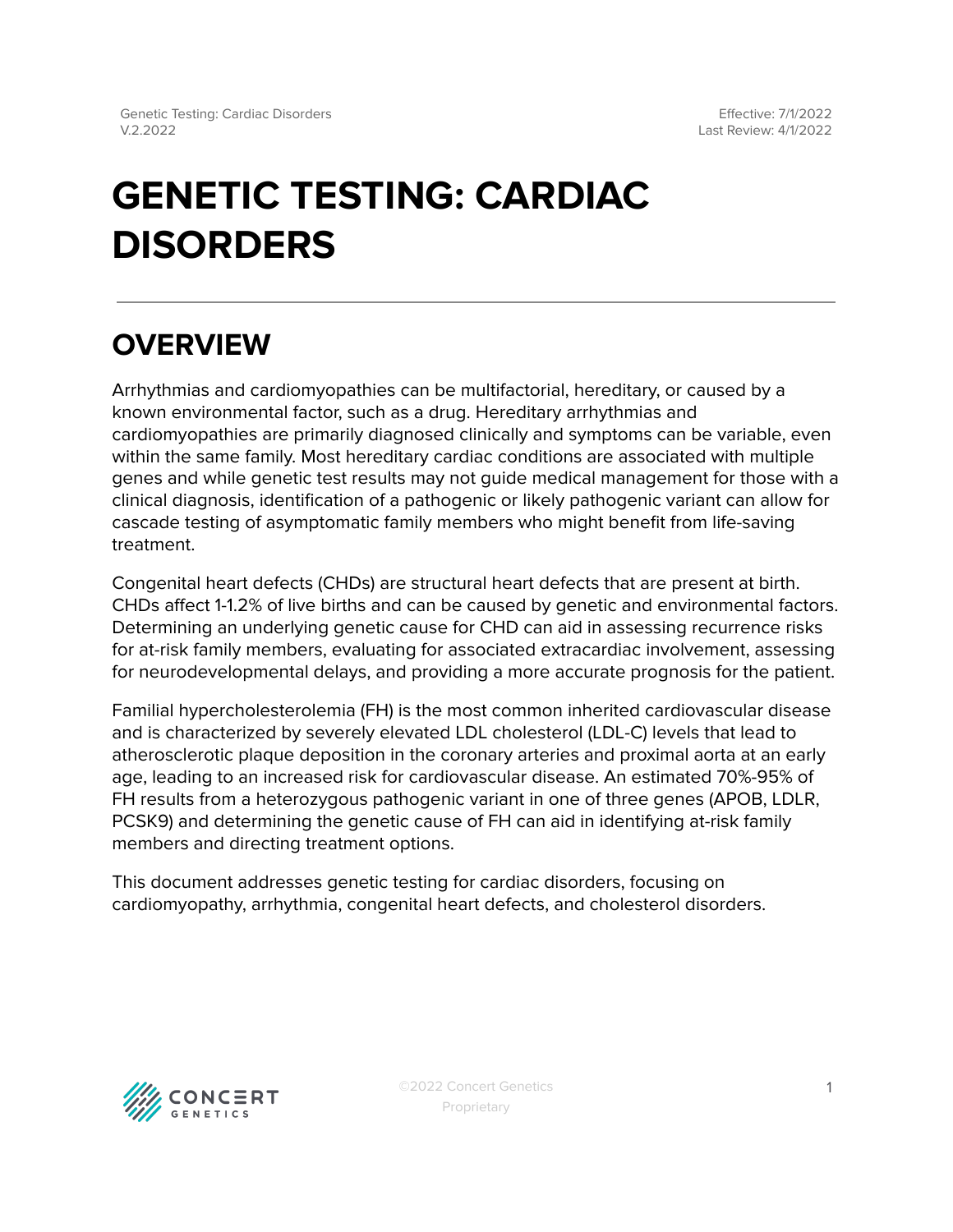# GENETIC TESTING: CARDIAC DISORDERS

## OVERVIEW

Arrhythmias and cardiomyopathies can be multifactorial, hereditary, or caused by a known environmental factor, such as a drug. Hereditary arrhythmias and cardiomyopathies are primarily diagnosed clinically and symptoms can be variable, even within the same family. Most hereditary cardiac conditions are associated with multiple genes and while genetic test results may not guide medical management for those with a clinical diagnosis, identification of a pathogenic or likely pathogenic variant can allow for cascade testing of asymptomatic family members who might benefit from life-saving treatment.

Congenital heart defects (CHDs) are structural heart defects that are present at birth. CHDs affect 1-1.2% of live births and can be caused by genetic and environmental factors. Determining an underlying genetic cause for CHD can aid in assessing recurrence risks for at-risk family members, evaluating for associated extracardiac involvement, assessing for neurodevelopmental delays, and providing a more accurate prognosis for the patient.

Familial hypercholesterolemia (FH) is the most common inherited cardiovascular disease and is characterized by severely elevated LDL cholesterol (LDL-C) levels that lead to atherosclerotic plaque deposition in the coronary arteries and proximal aorta at an early age, leading to an increased risk for cardiovascular disease. An estimated 70%-95% of FH results from a heterozygous pathogenic variant in one of three genes (APOB, LDLR, PCSK9) and determining the genetic cause of FH can aid in identifying at-risk family members and directing treatment options.

This document addresses genetic testing for cardiac disorders, focusing on cardiomyopathy, arrhythmia, congenital heart defects, and cholesterol disorders.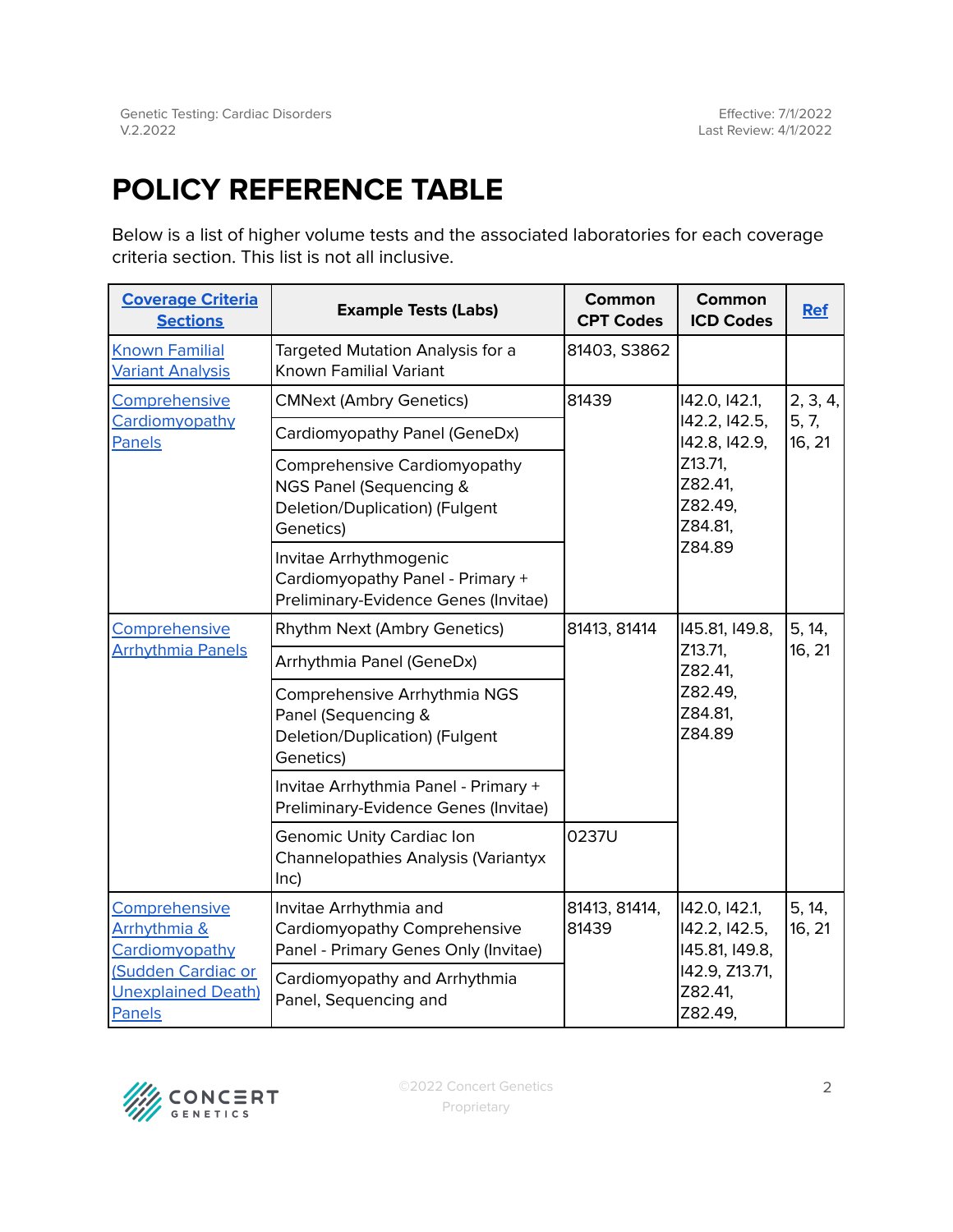# POLICY REFERENCE TABLE

Below is a list of higher volume tests and the associated laboratories for each coverage criteria section. This list is not all inclusive.

| Coverage Criteria Sections | Example Tests (Labs) | Common CPT Codes | Common ICD Codes | Ref |
|---|---|---|---|---|
| Known Familial Variant Analysis | Targeted Mutation Analysis for a Known Familial Variant | 81403, S3862 | | |
| Comprehensive Cardiomyopathy Panels | CMNext (Ambry Genetics) | 81439 | I42.0, I42.1, I42.2, I42.5, I42.8, I42.9, Z13.71, Z82.41, Z82.49, Z84.81, Z84.89 | 2, 3, 4, 5, 7, 16, 21 |
| | Cardiomyopathy Panel (GeneDx) | | | |
| | Comprehensive Cardiomyopathy NGS Panel (Sequencing & Deletion/Duplication) (Fulgent Genetics) | | | |
| | Invitae Arrhythmogenic Cardiomyopathy Panel - Primary + Preliminary-Evidence Genes (Invitae) | | | |
| Comprehensive Arrhythmia Panels | Rhythm Next (Ambry Genetics) | 81413, 81414 | I45.81, I49.8, Z13.71, Z82.41, Z82.49, Z84.81, Z84.89 | 5, 14, 16, 21 |
| | Arrhythmia Panel (GeneDx) | | | |
| | Comprehensive Arrhythmia NGS Panel (Sequencing & Deletion/Duplication) (Fulgent Genetics) | | | |
| | Invitae Arrhythmia Panel - Primary + Preliminary-Evidence Genes (Invitae) | | | |
| | Genomic Unity Cardiac Ion Channelopathies Analysis (Variantyx Inc) | 0237U | | |
| Comprehensive Arrhythmia & Cardiomyopathy (Sudden Cardiac or Unexplained Death) Panels | Invitae Arrhythmia and Cardiomyopathy Comprehensive Panel - Primary Genes Only (Invitae) | 81413, 81414, 81439 | I42.0, I42.1, I42.2, I42.5, I45.81, I49.8, I42.9, Z13.71, Z82.41, Z82.49, | 5, 14, 16, 21 |
| | Cardiomyopathy and Arrhythmia Panel, Sequencing and | | | |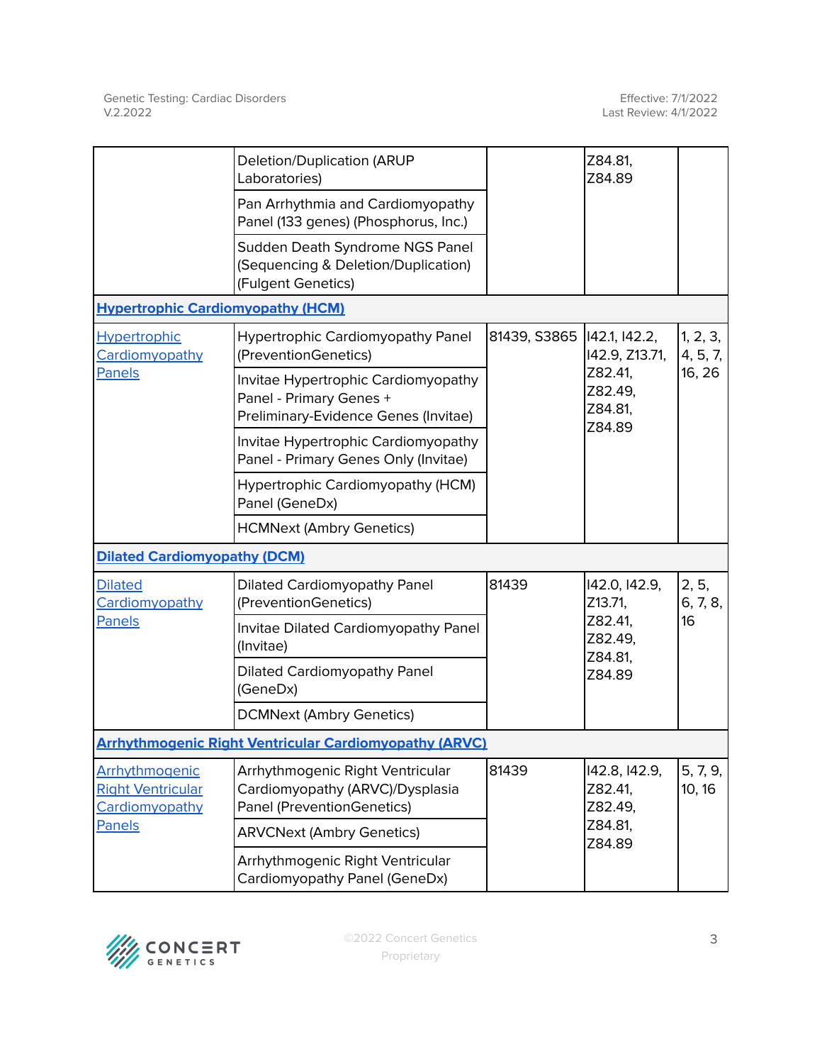| | | | | |
|---|---|---|---|---|
| | Deletion/Duplication (ARUP Laboratories) | | Z84.81, Z84.89 | |
| | Pan Arrhythmia and Cardiomyopathy Panel (133 genes) (Phosphorus, Inc.) | | | |
| | Sudden Death Syndrome NGS Panel (Sequencing & Deletion/Duplication) (Fulgent Genetics) | | | |
| **Hypertrophic Cardiomyopathy (HCM)** | | | | |
| Hypertrophic Cardiomyopathy Panels | Hypertrophic Cardiomyopathy Panel (PreventionGenetics) | 81439, S3865 | I42.1, I42.2, I42.9, Z13.71, Z82.41, Z82.49, Z84.81, Z84.89 | 1, 2, 3, 4, 5, 7, 16, 26 |
| | Invitae Hypertrophic Cardiomyopathy Panel - Primary Genes + Preliminary-Evidence Genes (Invitae) | | | |
| | Invitae Hypertrophic Cardiomyopathy Panel - Primary Genes Only (Invitae) | | | |
| | Hypertrophic Cardiomyopathy (HCM) Panel (GeneDx) | | | |
| | HCMNext (Ambry Genetics) | | | |
| **Dilated Cardiomyopathy (DCM)** | | | | |
| Dilated Cardiomyopathy Panels | Dilated Cardiomyopathy Panel (PreventionGenetics) | 81439 | I42.0, I42.9, Z13.71, Z82.41, Z82.49, Z84.81, Z84.89 | 2, 5, 6, 7, 8, 16 |
| | Invitae Dilated Cardiomyopathy Panel (Invitae) | | | |
| | Dilated Cardiomyopathy Panel (GeneDx) | | | |
| | DCMNext (Ambry Genetics) | | | |
| **Arrhythmogenic Right Ventricular Cardiomyopathy (ARVC)** | | | | |
| Arrhythmogenic Right Ventricular Cardiomyopathy Panels | Arrhythmogenic Right Ventricular Cardiomyopathy (ARVC)/Dysplasia Panel (PreventionGenetics) | 81439 | I42.8, I42.9, Z82.41, Z82.49, Z84.81, Z84.89 | 5, 7, 9, 10, 16 |
| | ARVCNext (Ambry Genetics) | | | |
| | Arrhythmogenic Right Ventricular Cardiomyopathy Panel (GeneDx) | | | |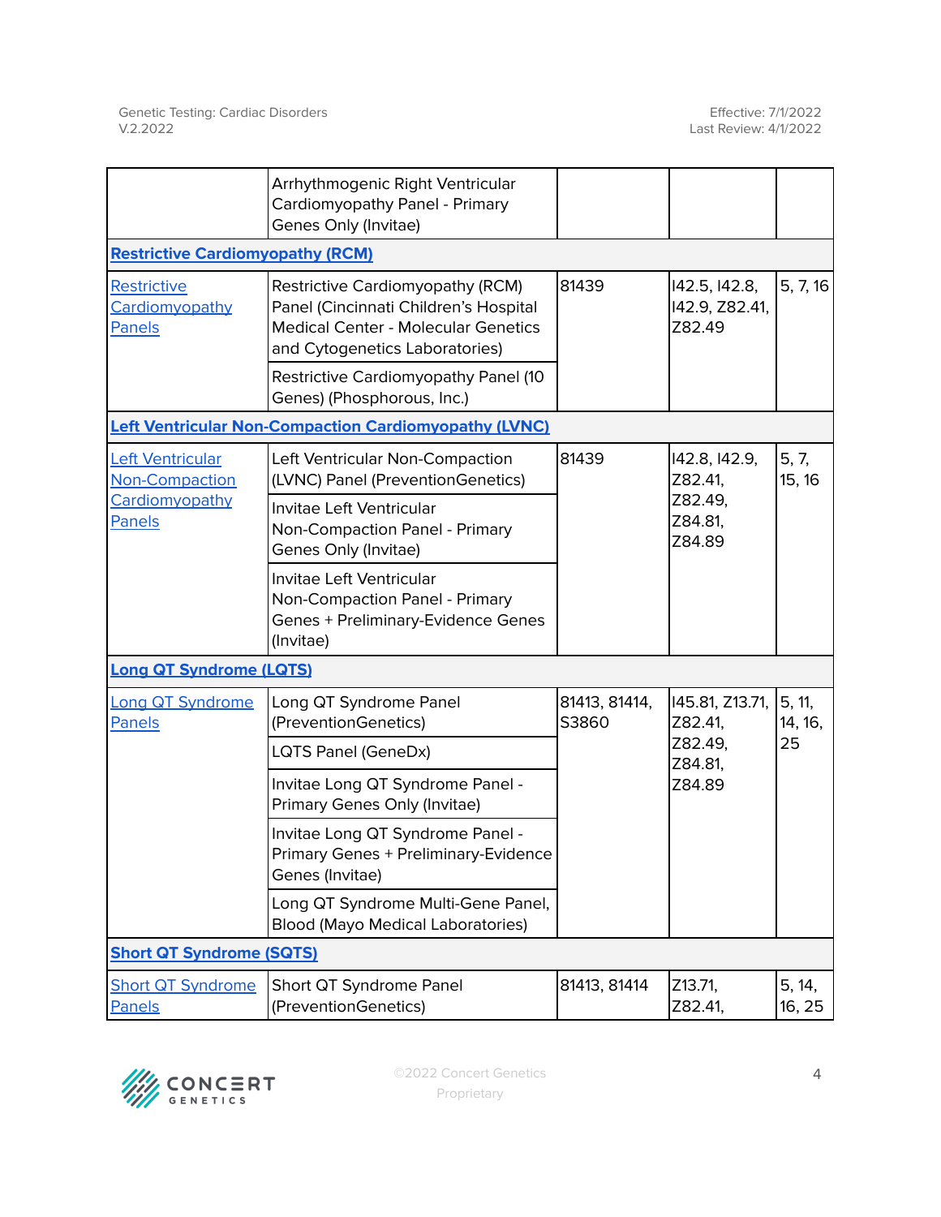| | | | | |
|---|---|---|---|---|
| | Arrhythmogenic Right Ventricular Cardiomyopathy Panel - Primary Genes Only (Invitae) | | | |
| **Restrictive Cardiomyopathy (RCM)** | | | | |
| Restrictive Cardiomyopathy Panels | Restrictive Cardiomyopathy (RCM) Panel (Cincinnati Children's Hospital Medical Center - Molecular Genetics and Cytogenetics Laboratories) | 81439 | I42.5, I42.8, I42.9, Z82.41, Z82.49 | 5, 7, 16 |
| | Restrictive Cardiomyopathy Panel (10 Genes) (Phosphorous, Inc.) | | | |
| **Left Ventricular Non-Compaction Cardiomyopathy (LVNC)** | | | | |
| Left Ventricular Non-Compaction Cardiomyopathy Panels | Left Ventricular Non-Compaction (LVNC) Panel (PreventionGenetics) | 81439 | I42.8, I42.9, Z82.41, Z82.49, Z84.81, Z84.89 | 5, 7, 15, 16 |
| | Invitae Left Ventricular Non-Compaction Panel - Primary Genes Only (Invitae) | | | |
| | Invitae Left Ventricular Non-Compaction Panel - Primary Genes + Preliminary-Evidence Genes (Invitae) | | | |
| **Long QT Syndrome (LQTS)** | | | | |
| Long QT Syndrome Panels | Long QT Syndrome Panel (PreventionGenetics) | 81413, 81414, S3860 | I45.81, Z13.71, Z82.41, Z82.49, Z84.81, Z84.89 | 5, 11, 14, 16, 25 |
| | LQTS Panel (GeneDx) | | | |
| | Invitae Long QT Syndrome Panel - Primary Genes Only (Invitae) | | | |
| | Invitae Long QT Syndrome Panel - Primary Genes + Preliminary-Evidence Genes (Invitae) | | | |
| | Long QT Syndrome Multi-Gene Panel, Blood (Mayo Medical Laboratories) | | | |
| **Short QT Syndrome (SQTS)** | | | | |
| Short QT Syndrome Panels | Short QT Syndrome Panel (PreventionGenetics) | 81413, 81414 | Z13.71, Z82.41, | 5, 14, 16, 25 |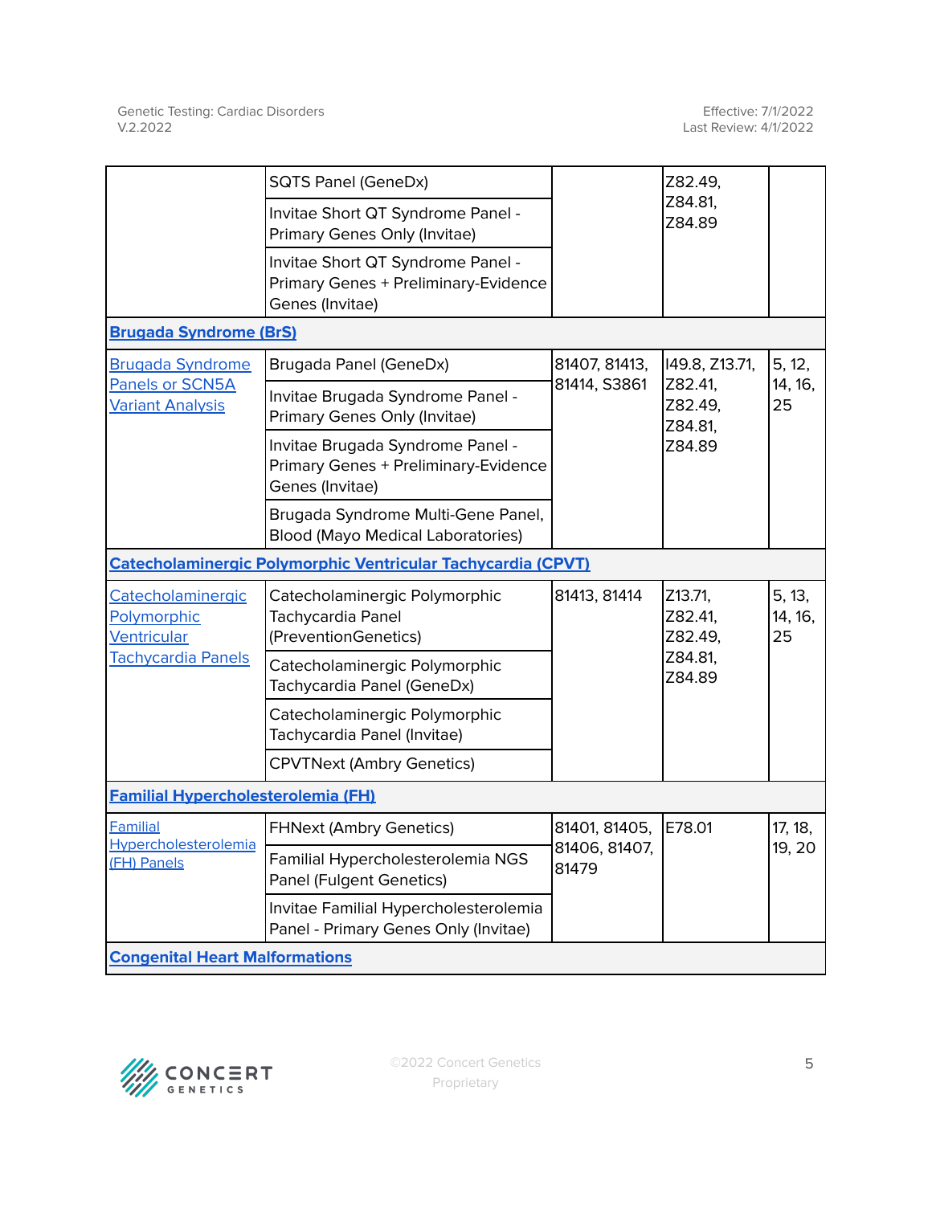| | | | | |
|---|---|---|---|---|
| | SQTS Panel (GeneDx) | | Z82.49, Z84.81, Z84.89 | |
| | Invitae Short QT Syndrome Panel - Primary Genes Only (Invitae) | | | |
| | Invitae Short QT Syndrome Panel - Primary Genes + Preliminary-Evidence Genes (Invitae) | | | |
| **Brugada Syndrome (BrS)** | | | | |
| Brugada Syndrome Panels or SCN5A Variant Analysis | Brugada Panel (GeneDx) | 81407, 81413, 81414, S3861 | I49.8, Z13.71, Z82.41, Z82.49, Z84.81, Z84.89 | 5, 12, 14, 16, 25 |
| | Invitae Brugada Syndrome Panel - Primary Genes Only (Invitae) | | | |
| | Invitae Brugada Syndrome Panel - Primary Genes + Preliminary-Evidence Genes (Invitae) | | | |
| | Brugada Syndrome Multi-Gene Panel, Blood (Mayo Medical Laboratories) | | | |
| **Catecholaminergic Polymorphic Ventricular Tachycardia (CPVT)** | | | | |
| Catecholaminergic Polymorphic Ventricular Tachycardia Panels | Catecholaminergic Polymorphic Tachycardia Panel (PreventionGenetics) | 81413, 81414 | Z13.71, Z82.41, Z82.49, Z84.81, Z84.89 | 5, 13, 14, 16, 25 |
| | Catecholaminergic Polymorphic Tachycardia Panel (GeneDx) | | | |
| | Catecholaminergic Polymorphic Tachycardia Panel (Invitae) | | | |
| | CPVTNext (Ambry Genetics) | | | |
| **Familial Hypercholesterolemia (FH)** | | | | |
| Familial Hypercholesterolemia (FH) Panels | FHNext (Ambry Genetics) | 81401, 81405, 81406, 81407, 81479 | E78.01 | 17, 18, 19, 20 |
| | Familial Hypercholesterolemia NGS Panel (Fulgent Genetics) | | | |
| | Invitae Familial Hypercholesterolemia Panel - Primary Genes Only (Invitae) | | | |
| **Congenital Heart Malformations** | | | | |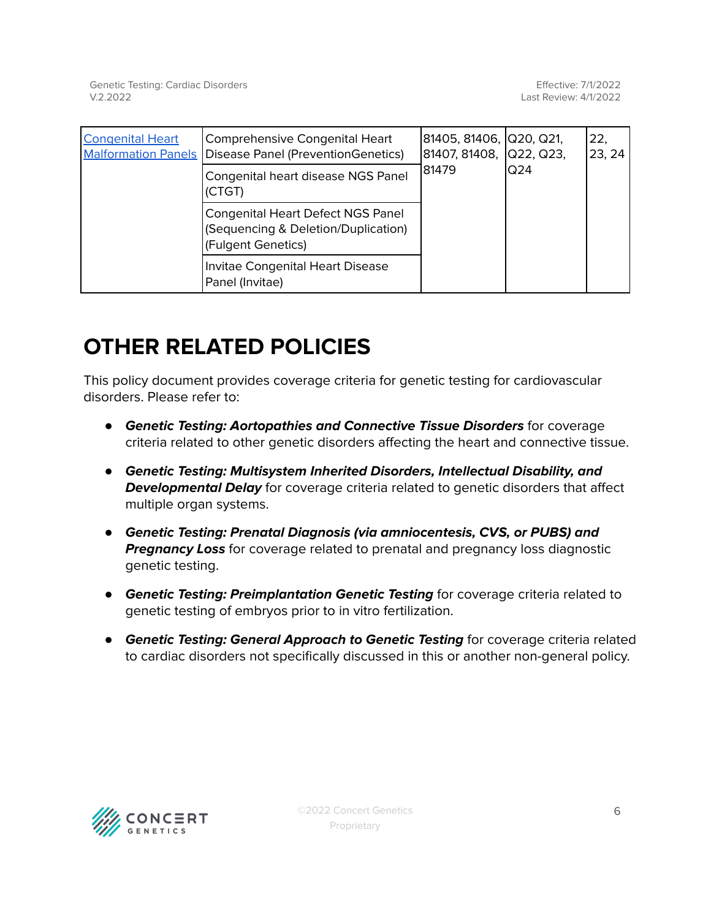| | | | | |
|---|---|---|---|---|
| Congenital Heart Malformation Panels | Comprehensive Congenital Heart Disease Panel (PreventionGenetics) | 81405, 81406, 81407, 81408, 81479 | Q20, Q21, Q22, Q23, Q24 | 22, 23, 24 |
| | Congenital heart disease NGS Panel (CTGT) | | | |
| | Congenital Heart Defect NGS Panel (Sequencing & Deletion/Duplication) (Fulgent Genetics) | | | |
| | Invitae Congenital Heart Disease Panel (Invitae) | | | |

# OTHER RELATED POLICIES

This policy document provides coverage criteria for genetic testing for cardiovascular disorders. Please refer to:

- ***Genetic Testing: Aortopathies and Connective Tissue Disorders*** for coverage criteria related to other genetic disorders affecting the heart and connective tissue.
- ***Genetic Testing: Multisystem Inherited Disorders, Intellectual Disability, and Developmental Delay*** for coverage criteria related to genetic disorders that affect multiple organ systems.
- ***Genetic Testing: Prenatal Diagnosis (via amniocentesis, CVS, or PUBS) and Pregnancy Loss*** for coverage related to prenatal and pregnancy loss diagnostic genetic testing.
- ***Genetic Testing: Preimplantation Genetic Testing*** for coverage criteria related to genetic testing of embryos prior to in vitro fertilization.
- ***Genetic Testing: General Approach to Genetic Testing*** for coverage criteria related to cardiac disorders not specifically discussed in this or another non-general policy.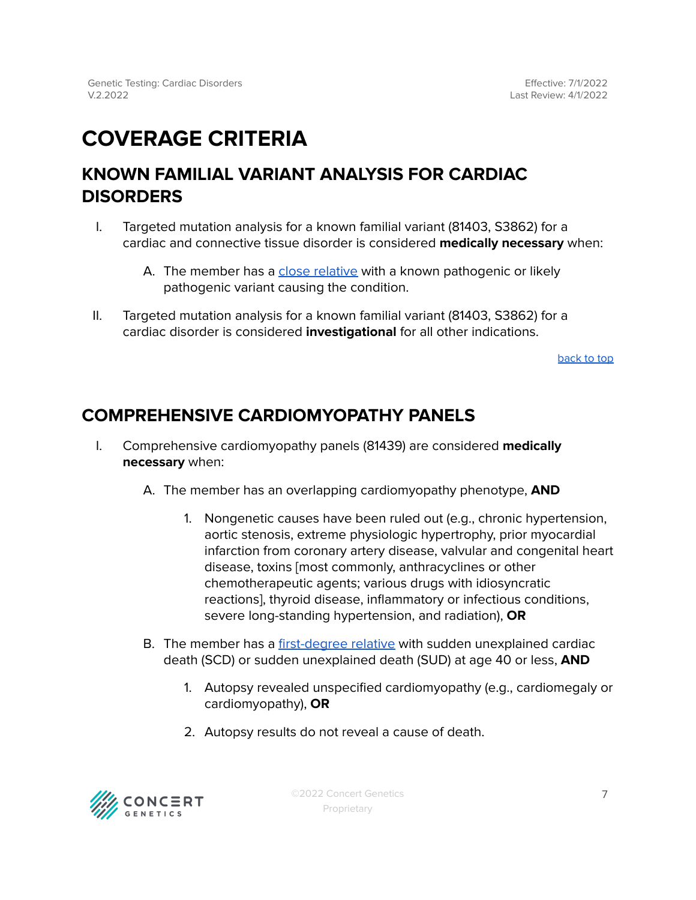# COVERAGE CRITERIA

## KNOWN FAMILIAL VARIANT ANALYSIS FOR CARDIAC DISORDERS

I. Targeted mutation analysis for a known familial variant (81403, S3862) for a cardiac and connective tissue disorder is considered **medically necessary** when:

   A. The member has a close relative with a known pathogenic or likely pathogenic variant causing the condition.

II. Targeted mutation analysis for a known familial variant (81403, S3862) for a cardiac disorder is considered **investigational** for all other indications.

back to top

## COMPREHENSIVE CARDIOMYOPATHY PANELS

I. Comprehensive cardiomyopathy panels (81439) are considered **medically necessary** when:

   A. The member has an overlapping cardiomyopathy phenotype, **AND**

      1. Nongenetic causes have been ruled out (e.g., chronic hypertension, aortic stenosis, extreme physiologic hypertrophy, prior myocardial infarction from coronary artery disease, valvular and congenital heart disease, toxins [most commonly, anthracyclines or other chemotherapeutic agents; various drugs with idiosyncratic reactions], thyroid disease, inflammatory or infectious conditions, severe long-standing hypertension, and radiation), **OR**

   B. The member has a first-degree relative with sudden unexplained cardiac death (SCD) or sudden unexplained death (SUD) at age 40 or less, **AND**

      1. Autopsy revealed unspecified cardiomyopathy (e.g., cardiomegaly or cardiomyopathy), **OR**

      2. Autopsy results do not reveal a cause of death.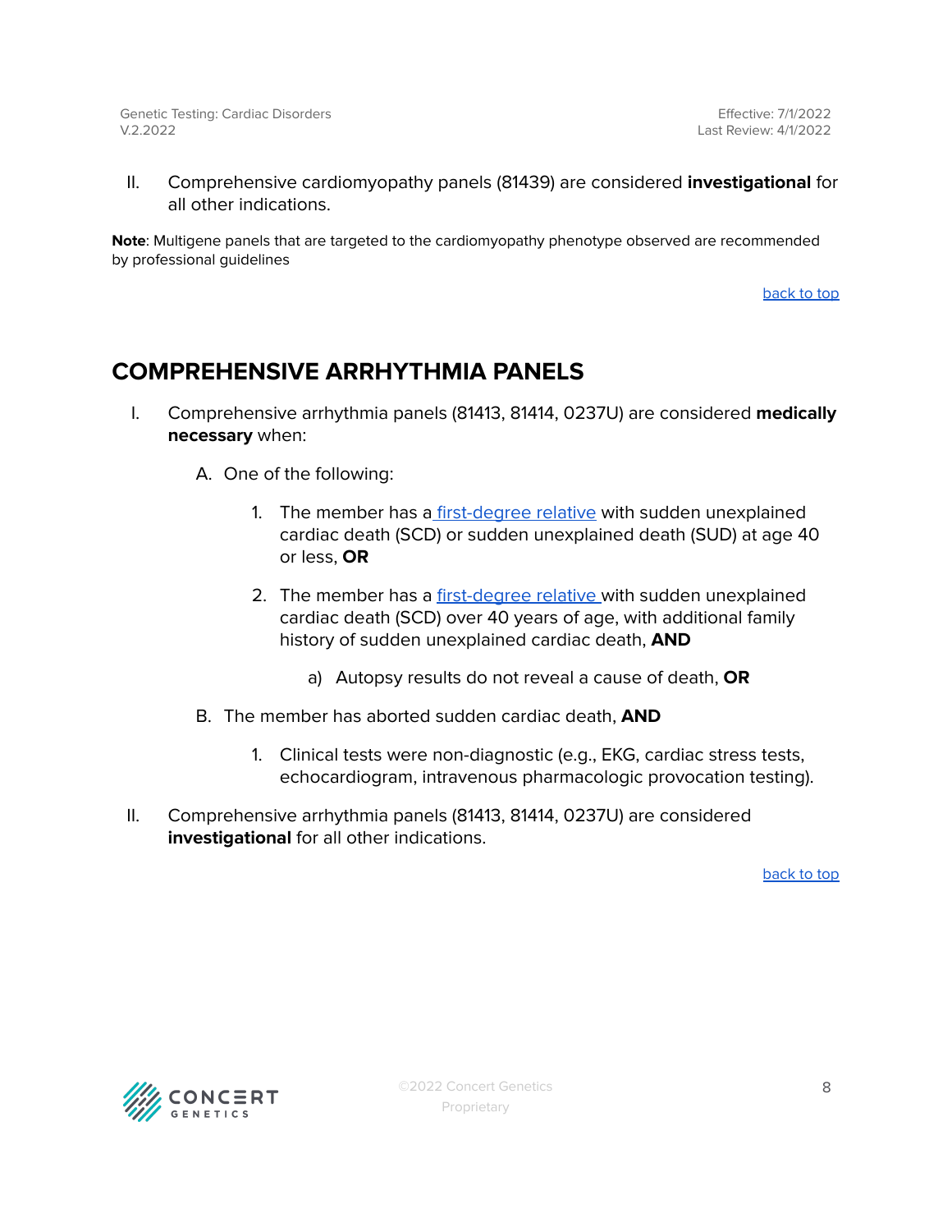II. Comprehensive cardiomyopathy panels (81439) are considered **investigational** for all other indications.

**Note**: Multigene panels that are targeted to the cardiomyopathy phenotype observed are recommended by professional guidelines

[back to top](#)

## COMPREHENSIVE ARRHYTHMIA PANELS

I. Comprehensive arrhythmia panels (81413, 81414, 0237U) are considered **medically necessary** when:

   A. One of the following:

      1. The member has a [first-degree relative](#) with sudden unexplained cardiac death (SCD) or sudden unexplained death (SUD) at age 40 or less, **OR**

      2. The member has a [first-degree relative](#) with sudden unexplained cardiac death (SCD) over 40 years of age, with additional family history of sudden unexplained cardiac death, **AND**

         a) Autopsy results do not reveal a cause of death, **OR**

   B. The member has aborted sudden cardiac death, **AND**

      1. Clinical tests were non-diagnostic (e.g., EKG, cardiac stress tests, echocardiogram, intravenous pharmacologic provocation testing).

II. Comprehensive arrhythmia panels (81413, 81414, 0237U) are considered **investigational** for all other indications.

[back to top](#)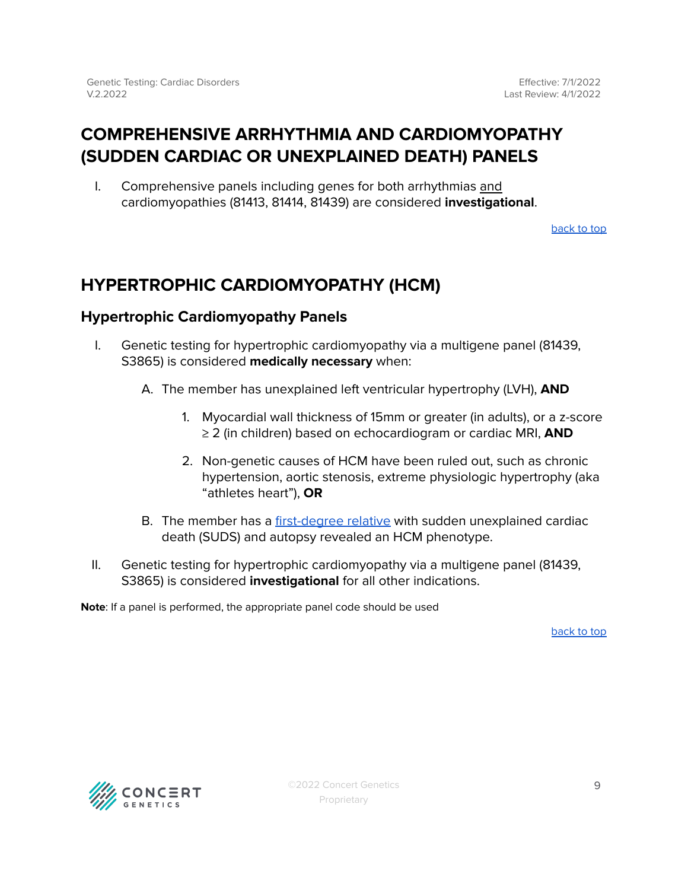## COMPREHENSIVE ARRHYTHMIA AND CARDIOMYOPATHY (SUDDEN CARDIAC OR UNEXPLAINED DEATH) PANELS

I. Comprehensive panels including genes for both arrhythmias and cardiomyopathies (81413, 81414, 81439) are considered **investigational**.

back to top

## HYPERTROPHIC CARDIOMYOPATHY (HCM)

### Hypertrophic Cardiomyopathy Panels

I. Genetic testing for hypertrophic cardiomyopathy via a multigene panel (81439, S3865) is considered **medically necessary** when:

   A. The member has unexplained left ventricular hypertrophy (LVH), **AND**

      1. Myocardial wall thickness of 15mm or greater (in adults), or a z-score ≥ 2 (in children) based on echocardiogram or cardiac MRI, **AND**

      2. Non-genetic causes of HCM have been ruled out, such as chronic hypertension, aortic stenosis, extreme physiologic hypertrophy (aka "athletes heart"), **OR**

   B. The member has a first-degree relative with sudden unexplained cardiac death (SUDS) and autopsy revealed an HCM phenotype.

II. Genetic testing for hypertrophic cardiomyopathy via a multigene panel (81439, S3865) is considered **investigational** for all other indications.

**Note**: If a panel is performed, the appropriate panel code should be used

back to top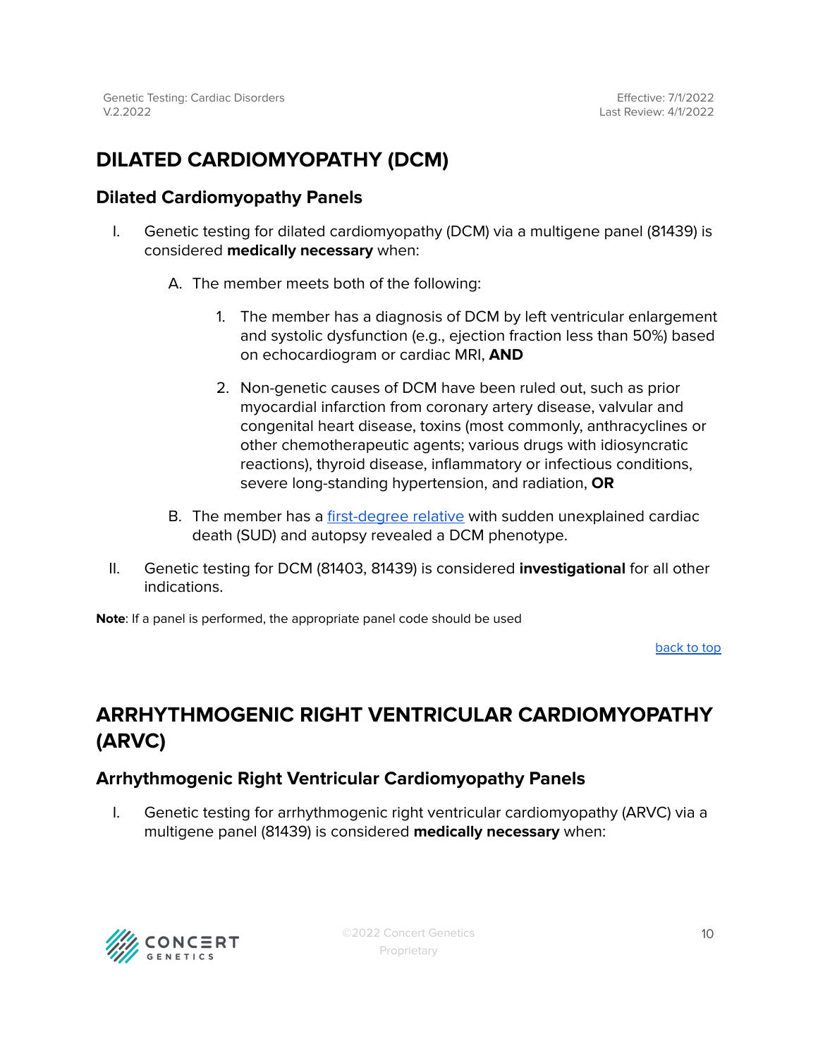# DILATED CARDIOMYOPATHY (DCM)

## Dilated Cardiomyopathy Panels

I. Genetic testing for dilated cardiomyopathy (DCM) via a multigene panel (81439) is considered **medically necessary** when:

   A. The member meets both of the following:

      1. The member has a diagnosis of DCM by left ventricular enlargement and systolic dysfunction (e.g., ejection fraction less than 50%) based on echocardiogram or cardiac MRI, **AND**

      2. Non-genetic causes of DCM have been ruled out, such as prior myocardial infarction from coronary artery disease, valvular and congenital heart disease, toxins (most commonly, anthracyclines or other chemotherapeutic agents; various drugs with idiosyncratic reactions), thyroid disease, inflammatory or infectious conditions, severe long-standing hypertension, and radiation, **OR**

   B. The member has a first-degree relative with sudden unexplained cardiac death (SUD) and autopsy revealed a DCM phenotype.

II. Genetic testing for DCM (81403, 81439) is considered **investigational** for all other indications.

**Note**: If a panel is performed, the appropriate panel code should be used

back to top

# ARRHYTHMOGENIC RIGHT VENTRICULAR CARDIOMYOPATHY (ARVC)

## Arrhythmogenic Right Ventricular Cardiomyopathy Panels

I. Genetic testing for arrhythmogenic right ventricular cardiomyopathy (ARVC) via a multigene panel (81439) is considered **medically necessary** when: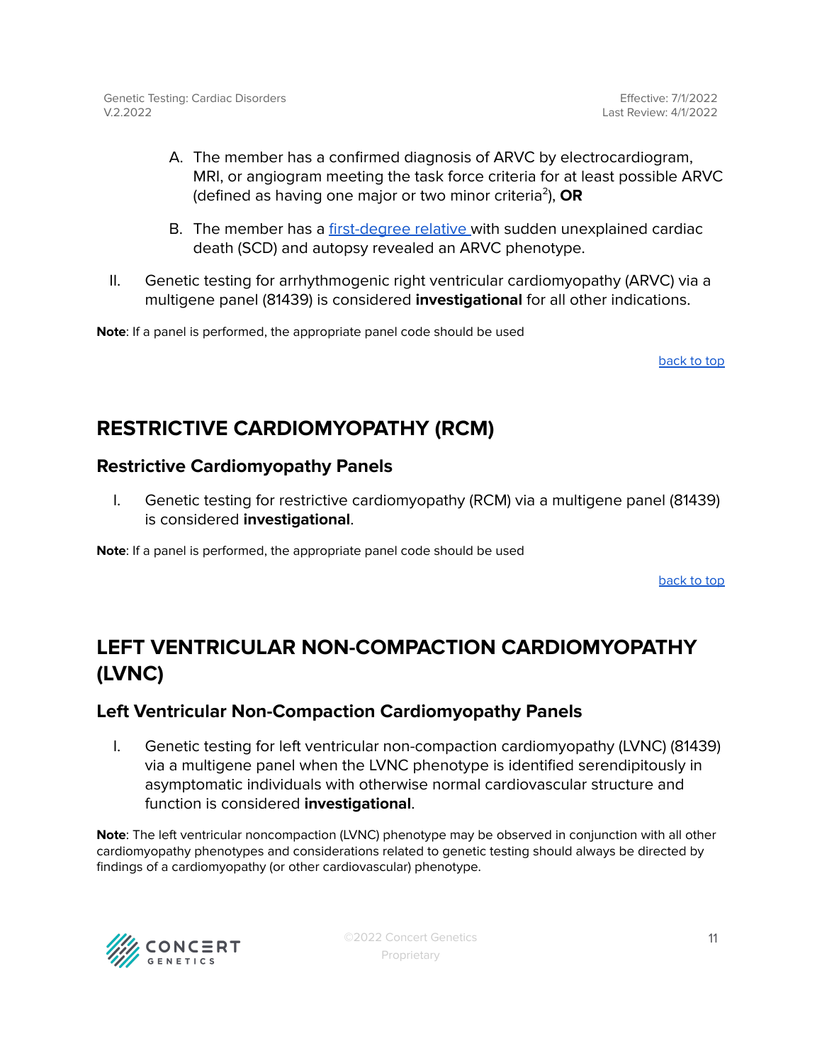A. The member has a confirmed diagnosis of ARVC by electrocardiogram, MRI, or angiogram meeting the task force criteria for at least possible ARVC (defined as having one major or two minor criteria[2]), **OR**

B. The member has a first-degree relative with sudden unexplained cardiac death (SCD) and autopsy revealed an ARVC phenotype.

II. Genetic testing for arrhythmogenic right ventricular cardiomyopathy (ARVC) via a multigene panel (81439) is considered **investigational** for all other indications.

**Note**: If a panel is performed, the appropriate panel code should be used

back to top

## RESTRICTIVE CARDIOMYOPATHY (RCM)

### Restrictive Cardiomyopathy Panels

I. Genetic testing for restrictive cardiomyopathy (RCM) via a multigene panel (81439) is considered **investigational**.

**Note**: If a panel is performed, the appropriate panel code should be used

back to top

## LEFT VENTRICULAR NON-COMPACTION CARDIOMYOPATHY (LVNC)

### Left Ventricular Non-Compaction Cardiomyopathy Panels

I. Genetic testing for left ventricular non-compaction cardiomyopathy (LVNC) (81439) via a multigene panel when the LVNC phenotype is identified serendipitously in asymptomatic individuals with otherwise normal cardiovascular structure and function is considered **investigational**.

**Note**: The left ventricular noncompaction (LVNC) phenotype may be observed in conjunction with all other cardiomyopathy phenotypes and considerations related to genetic testing should always be directed by findings of a cardiomyopathy (or other cardiovascular) phenotype.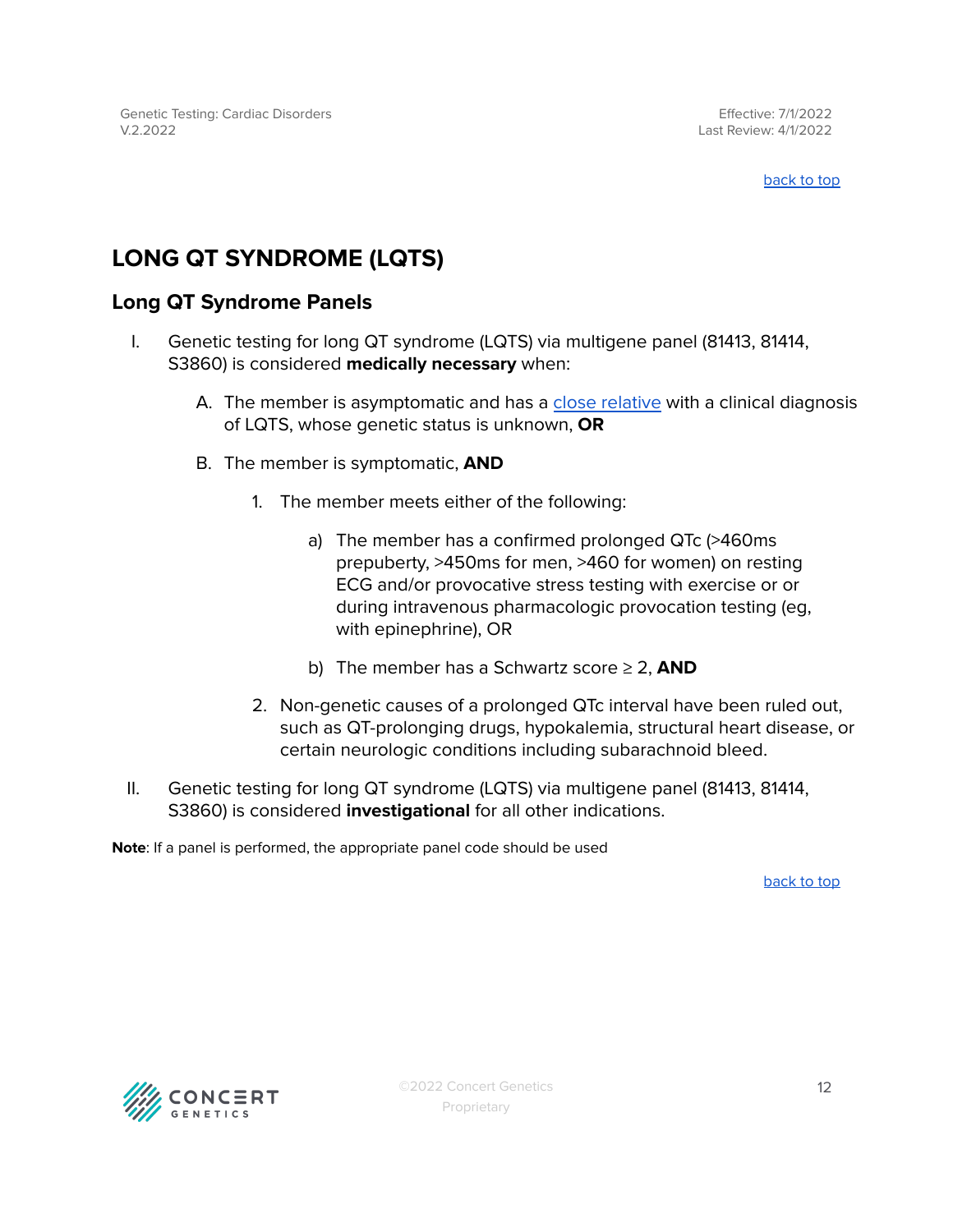## LONG QT SYNDROME (LQTS)

### Long QT Syndrome Panels

I. Genetic testing for long QT syndrome (LQTS) via multigene panel (81413, 81414, S3860) is considered **medically necessary** when:

   A. The member is asymptomatic and has a close relative with a clinical diagnosis of LQTS, whose genetic status is unknown, **OR**

   B. The member is symptomatic, **AND**

      1. The member meets either of the following:

         a) The member has a confirmed prolonged QTc (>460ms prepuberty, >450ms for men, >460 for women) on resting ECG and/or provocative stress testing with exercise or or during intravenous pharmacologic provocation testing (eg, with epinephrine), OR

         b) The member has a Schwartz score ≥ 2, **AND**

      2. Non-genetic causes of a prolonged QTc interval have been ruled out, such as QT-prolonging drugs, hypokalemia, structural heart disease, or certain neurologic conditions including subarachnoid bleed.

II. Genetic testing for long QT syndrome (LQTS) via multigene panel (81413, 81414, S3860) is considered **investigational** for all other indications.

**Note**: If a panel is performed, the appropriate panel code should be used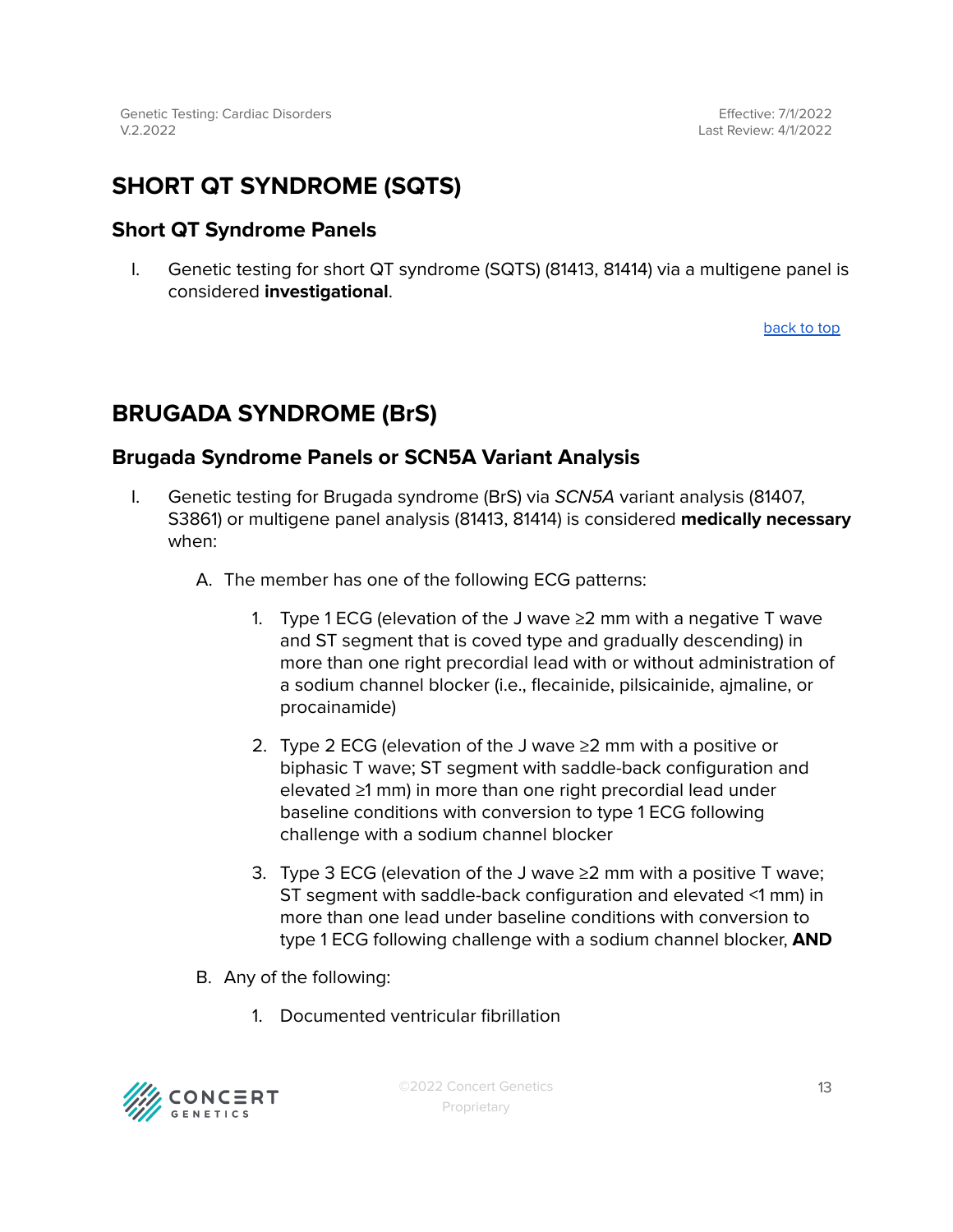# SHORT QT SYNDROME (SQTS)

## Short QT Syndrome Panels

I. Genetic testing for short QT syndrome (SQTS) (81413, 81414) via a multigene panel is considered **investigational**.

back to top

# BRUGADA SYNDROME (BrS)

## Brugada Syndrome Panels or SCN5A Variant Analysis

I. Genetic testing for Brugada syndrome (BrS) via *SCN5A* variant analysis (81407, S3861) or multigene panel analysis (81413, 81414) is considered **medically necessary** when:

   A. The member has one of the following ECG patterns:

      1. Type 1 ECG (elevation of the J wave ≥2 mm with a negative T wave and ST segment that is coved type and gradually descending) in more than one right precordial lead with or without administration of a sodium channel blocker (i.e., flecainide, pilsicainide, ajmaline, or procainamide)

      2. Type 2 ECG (elevation of the J wave ≥2 mm with a positive or biphasic T wave; ST segment with saddle-back configuration and elevated ≥1 mm) in more than one right precordial lead under baseline conditions with conversion to type 1 ECG following challenge with a sodium channel blocker

      3. Type 3 ECG (elevation of the J wave ≥2 mm with a positive T wave; ST segment with saddle-back configuration and elevated <1 mm) in more than one lead under baseline conditions with conversion to type 1 ECG following challenge with a sodium channel blocker, **AND**

   B. Any of the following:

      1. Documented ventricular fibrillation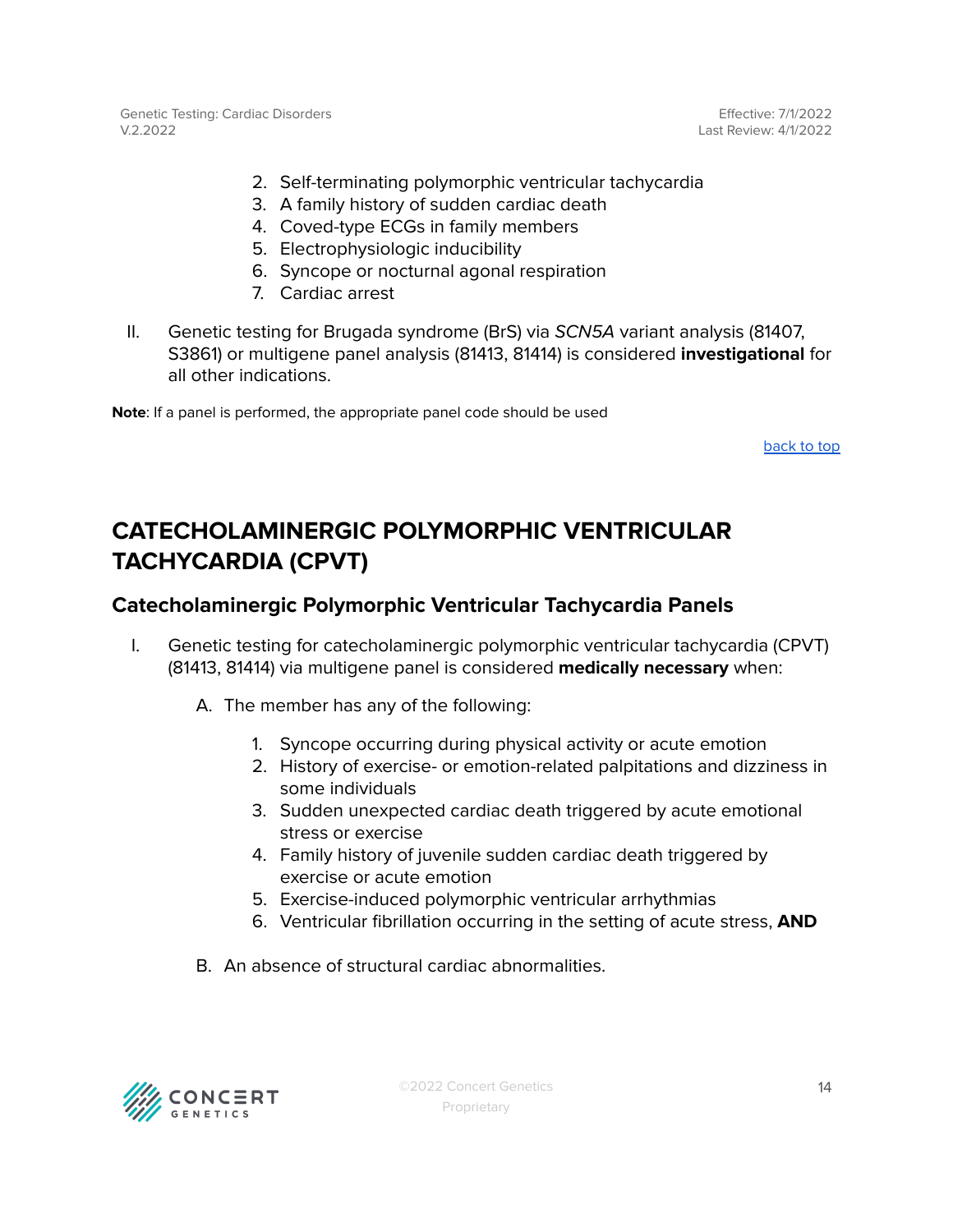2. Self-terminating polymorphic ventricular tachycardia
3. A family history of sudden cardiac death
4. Coved-type ECGs in family members
5. Electrophysiologic inducibility
6. Syncope or nocturnal agonal respiration
7. Cardiac arrest

II. Genetic testing for Brugada syndrome (BrS) via *SCN5A* variant analysis (81407, S3861) or multigene panel analysis (81413, 81414) is considered **investigational** for all other indications.

**Note**: If a panel is performed, the appropriate panel code should be used

back to top

## CATECHOLAMINERGIC POLYMORPHIC VENTRICULAR TACHYCARDIA (CPVT)

### Catecholaminergic Polymorphic Ventricular Tachycardia Panels

I. Genetic testing for catecholaminergic polymorphic ventricular tachycardia (CPVT) (81413, 81414) via multigene panel is considered **medically necessary** when:

A. The member has any of the following:

1. Syncope occurring during physical activity or acute emotion
2. History of exercise- or emotion-related palpitations and dizziness in some individuals
3. Sudden unexpected cardiac death triggered by acute emotional stress or exercise
4. Family history of juvenile sudden cardiac death triggered by exercise or acute emotion
5. Exercise-induced polymorphic ventricular arrhythmias
6. Ventricular fibrillation occurring in the setting of acute stress, **AND**

B. An absence of structural cardiac abnormalities.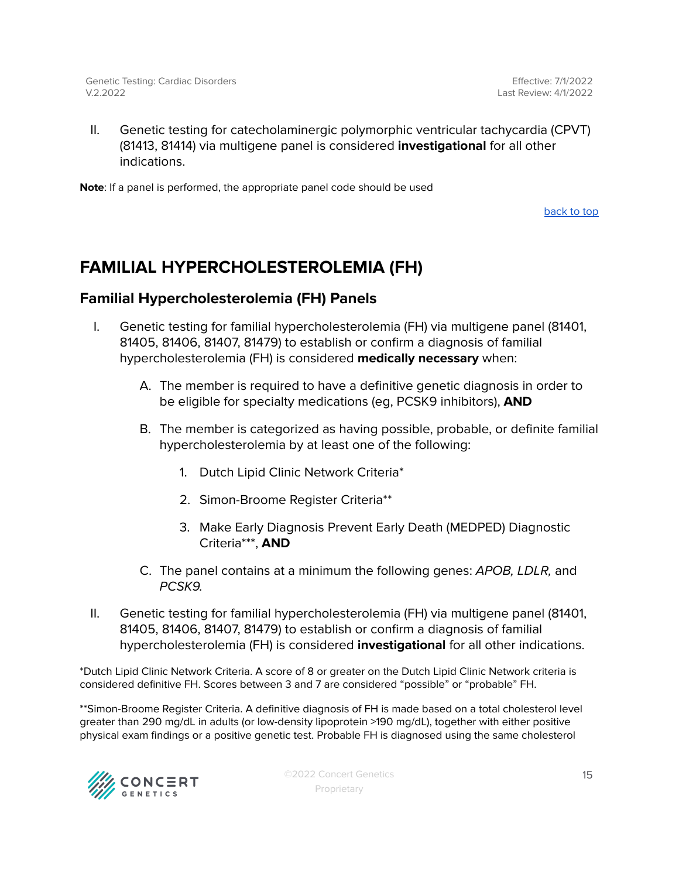II. Genetic testing for catecholaminergic polymorphic ventricular tachycardia (CPVT) (81413, 81414) via multigene panel is considered **investigational** for all other indications.

**Note**: If a panel is performed, the appropriate panel code should be used

back to top

## FAMILIAL HYPERCHOLESTEROLEMIA (FH)

### Familial Hypercholesterolemia (FH) Panels

I. Genetic testing for familial hypercholesterolemia (FH) via multigene panel (81401, 81405, 81406, 81407, 81479) to establish or confirm a diagnosis of familial hypercholesterolemia (FH) is considered **medically necessary** when:

   A. The member is required to have a definitive genetic diagnosis in order to be eligible for specialty medications (eg, PCSK9 inhibitors), **AND**

   B. The member is categorized as having possible, probable, or definite familial hypercholesterolemia by at least one of the following:

      1. Dutch Lipid Clinic Network Criteria*

      2. Simon-Broome Register Criteria**

      3. Make Early Diagnosis Prevent Early Death (MEDPED) Diagnostic Criteria***, **AND**

   C. The panel contains at a minimum the following genes: *APOB, LDLR,* and *PCSK9.*

II. Genetic testing for familial hypercholesterolemia (FH) via multigene panel (81401, 81405, 81406, 81407, 81479) to establish or confirm a diagnosis of familial hypercholesterolemia (FH) is considered **investigational** for all other indications.

*Dutch Lipid Clinic Network Criteria. A score of 8 or greater on the Dutch Lipid Clinic Network criteria is considered definitive FH. Scores between 3 and 7 are considered "possible" or "probable" FH.

**Simon-Broome Register Criteria. A definitive diagnosis of FH is made based on a total cholesterol level greater than 290 mg/dL in adults (or low-density lipoprotein >190 mg/dL), together with either positive physical exam findings or a positive genetic test. Probable FH is diagnosed using the same cholesterol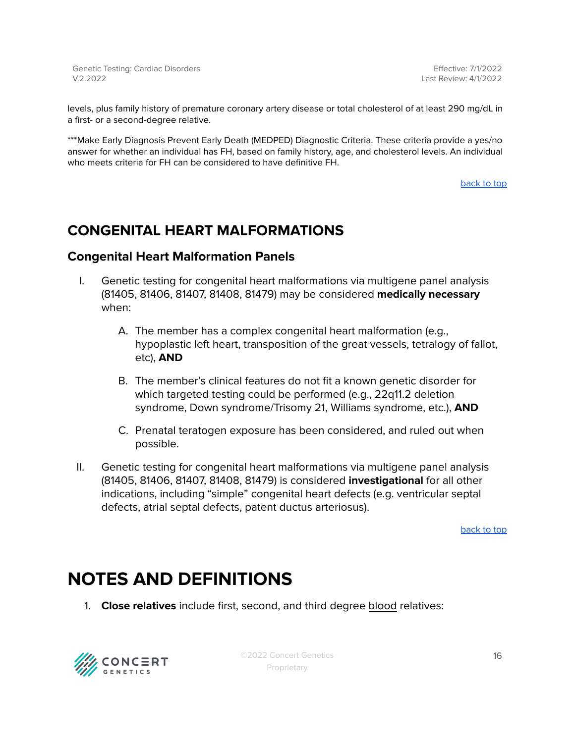levels, plus family history of premature coronary artery disease or total cholesterol of at least 290 mg/dL in a first- or a second-degree relative.

***Make Early Diagnosis Prevent Early Death (MEDPED) Diagnostic Criteria. These criteria provide a yes/no answer for whether an individual has FH, based on family history, age, and cholesterol levels. An individual who meets criteria for FH can be considered to have definitive FH.

back to top

## CONGENITAL HEART MALFORMATIONS

### Congenital Heart Malformation Panels

I. Genetic testing for congenital heart malformations via multigene panel analysis (81405, 81406, 81407, 81408, 81479) may be considered **medically necessary** when:

   A. The member has a complex congenital heart malformation (e.g., hypoplastic left heart, transposition of the great vessels, tetralogy of fallot, etc), **AND**

   B. The member's clinical features do not fit a known genetic disorder for which targeted testing could be performed (e.g., 22q11.2 deletion syndrome, Down syndrome/Trisomy 21, Williams syndrome, etc.), **AND**

   C. Prenatal teratogen exposure has been considered, and ruled out when possible.

II. Genetic testing for congenital heart malformations via multigene panel analysis (81405, 81406, 81407, 81408, 81479) is considered **investigational** for all other indications, including "simple" congenital heart defects (e.g. ventricular septal defects, atrial septal defects, patent ductus arteriosus).

back to top

# NOTES AND DEFINITIONS

1. **Close relatives** include first, second, and third degree blood relatives: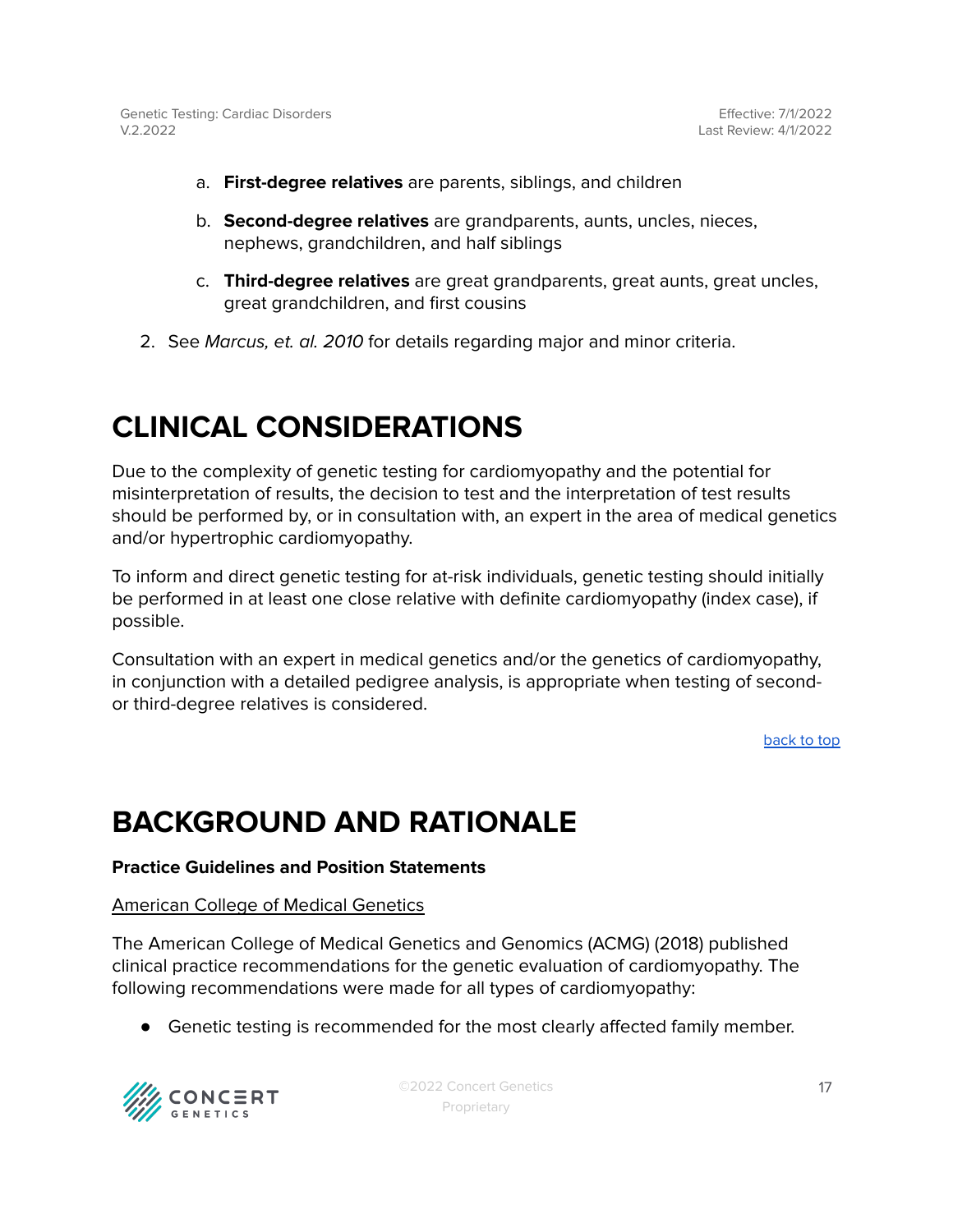a. **First-degree relatives** are parents, siblings, and children

   b. **Second-degree relatives** are grandparents, aunts, uncles, nieces, nephews, grandchildren, and half siblings

   c. **Third-degree relatives** are great grandparents, great aunts, great uncles, great grandchildren, and first cousins

2. See *Marcus, et. al. 2010* for details regarding major and minor criteria.

# CLINICAL CONSIDERATIONS

Due to the complexity of genetic testing for cardiomyopathy and the potential for misinterpretation of results, the decision to test and the interpretation of test results should be performed by, or in consultation with, an expert in the area of medical genetics and/or hypertrophic cardiomyopathy.

To inform and direct genetic testing for at-risk individuals, genetic testing should initially be performed in at least one close relative with definite cardiomyopathy (index case), if possible.

Consultation with an expert in medical genetics and/or the genetics of cardiomyopathy, in conjunction with a detailed pedigree analysis, is appropriate when testing of second- or third-degree relatives is considered.

back to top

# BACKGROUND AND RATIONALE

**Practice Guidelines and Position Statements**

American College of Medical Genetics

The American College of Medical Genetics and Genomics (ACMG) (2018) published clinical practice recommendations for the genetic evaluation of cardiomyopathy. The following recommendations were made for all types of cardiomyopathy:

- Genetic testing is recommended for the most clearly affected family member.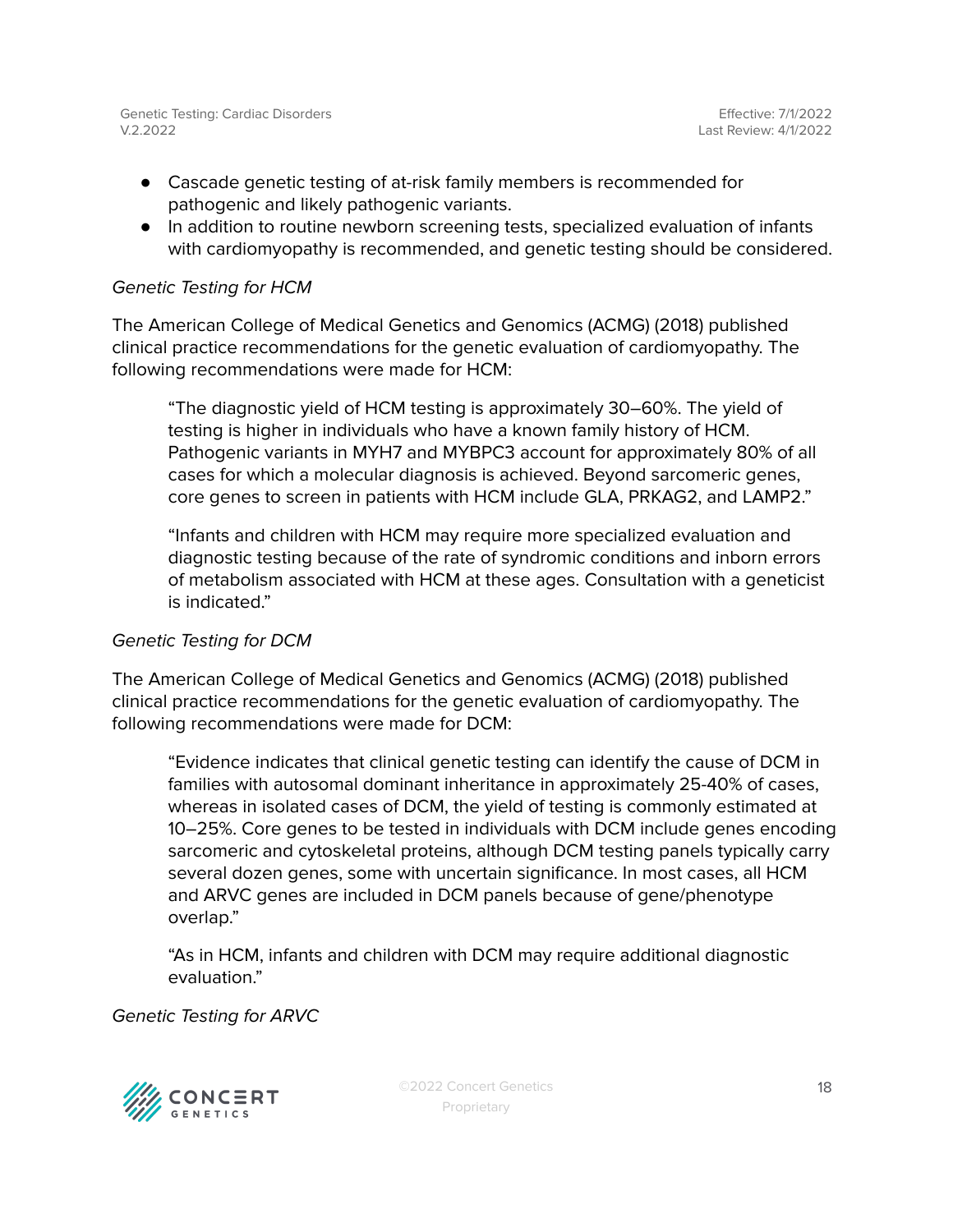- Cascade genetic testing of at-risk family members is recommended for pathogenic and likely pathogenic variants.
- In addition to routine newborn screening tests, specialized evaluation of infants with cardiomyopathy is recommended, and genetic testing should be considered.

*Genetic Testing for HCM*

The American College of Medical Genetics and Genomics (ACMG) (2018) published clinical practice recommendations for the genetic evaluation of cardiomyopathy. The following recommendations were made for HCM:

> "The diagnostic yield of HCM testing is approximately 30–60%. The yield of testing is higher in individuals who have a known family history of HCM. Pathogenic variants in MYH7 and MYBPC3 account for approximately 80% of all cases for which a molecular diagnosis is achieved. Beyond sarcomeric genes, core genes to screen in patients with HCM include GLA, PRKAG2, and LAMP2."
>
> "Infants and children with HCM may require more specialized evaluation and diagnostic testing because of the rate of syndromic conditions and inborn errors of metabolism associated with HCM at these ages. Consultation with a geneticist is indicated."

*Genetic Testing for DCM*

The American College of Medical Genetics and Genomics (ACMG) (2018) published clinical practice recommendations for the genetic evaluation of cardiomyopathy. The following recommendations were made for DCM:

> "Evidence indicates that clinical genetic testing can identify the cause of DCM in families with autosomal dominant inheritance in approximately 25-40% of cases, whereas in isolated cases of DCM, the yield of testing is commonly estimated at 10–25%. Core genes to be tested in individuals with DCM include genes encoding sarcomeric and cytoskeletal proteins, although DCM testing panels typically carry several dozen genes, some with uncertain significance. In most cases, all HCM and ARVC genes are included in DCM panels because of gene/phenotype overlap."
>
> "As in HCM, infants and children with DCM may require additional diagnostic evaluation."

*Genetic Testing for ARVC*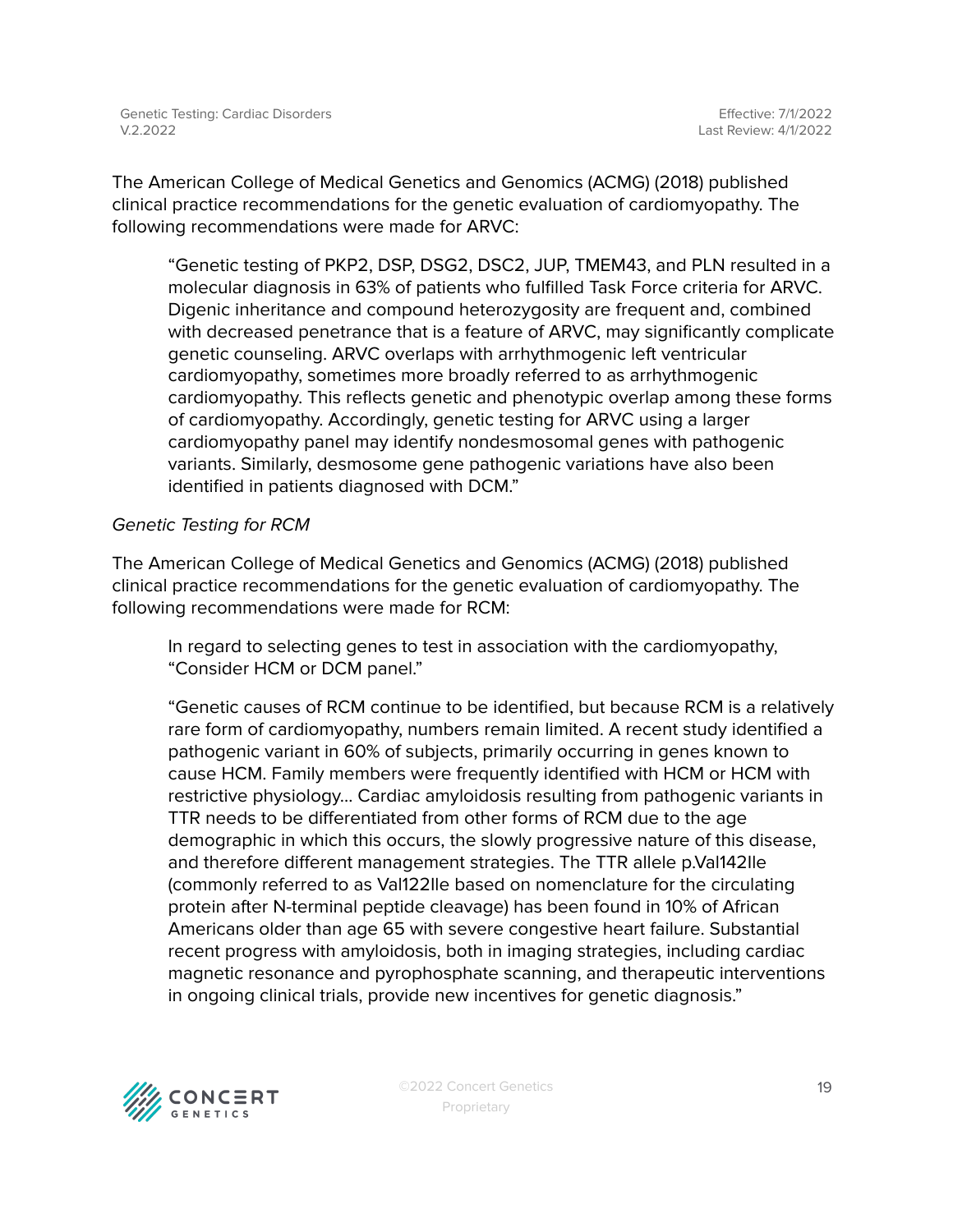The American College of Medical Genetics and Genomics (ACMG) (2018) published clinical practice recommendations for the genetic evaluation of cardiomyopathy. The following recommendations were made for ARVC:

> "Genetic testing of PKP2, DSP, DSG2, DSC2, JUP, TMEM43, and PLN resulted in a molecular diagnosis in 63% of patients who fulfilled Task Force criteria for ARVC. Digenic inheritance and compound heterozygosity are frequent and, combined with decreased penetrance that is a feature of ARVC, may significantly complicate genetic counseling. ARVC overlaps with arrhythmogenic left ventricular cardiomyopathy, sometimes more broadly referred to as arrhythmogenic cardiomyopathy. This reflects genetic and phenotypic overlap among these forms of cardiomyopathy. Accordingly, genetic testing for ARVC using a larger cardiomyopathy panel may identify nondesmosomal genes with pathogenic variants. Similarly, desmosome gene pathogenic variations have also been identified in patients diagnosed with DCM."

*Genetic Testing for RCM*

The American College of Medical Genetics and Genomics (ACMG) (2018) published clinical practice recommendations for the genetic evaluation of cardiomyopathy. The following recommendations were made for RCM:

> In regard to selecting genes to test in association with the cardiomyopathy, "Consider HCM or DCM panel."
>
> "Genetic causes of RCM continue to be identified, but because RCM is a relatively rare form of cardiomyopathy, numbers remain limited. A recent study identified a pathogenic variant in 60% of subjects, primarily occurring in genes known to cause HCM. Family members were frequently identified with HCM or HCM with restrictive physiology… Cardiac amyloidosis resulting from pathogenic variants in TTR needs to be differentiated from other forms of RCM due to the age demographic in which this occurs, the slowly progressive nature of this disease, and therefore different management strategies. The TTR allele p.Val142Ile (commonly referred to as Val122Ile based on nomenclature for the circulating protein after N-terminal peptide cleavage) has been found in 10% of African Americans older than age 65 with severe congestive heart failure. Substantial recent progress with amyloidosis, both in imaging strategies, including cardiac magnetic resonance and pyrophosphate scanning, and therapeutic interventions in ongoing clinical trials, provide new incentives for genetic diagnosis."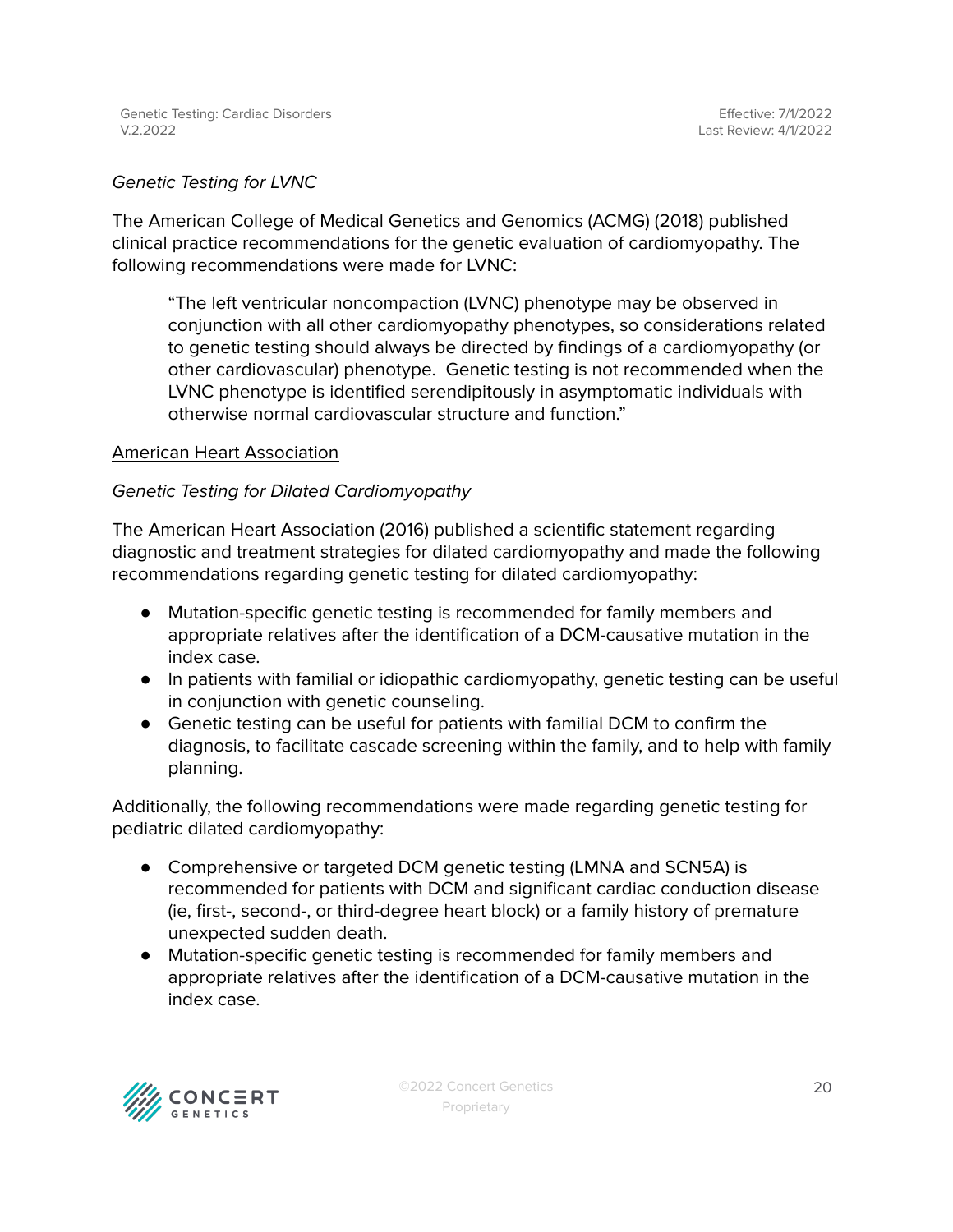*Genetic Testing for LVNC*

The American College of Medical Genetics and Genomics (ACMG) (2018) published clinical practice recommendations for the genetic evaluation of cardiomyopathy. The following recommendations were made for LVNC:

> "The left ventricular noncompaction (LVNC) phenotype may be observed in conjunction with all other cardiomyopathy phenotypes, so considerations related to genetic testing should always be directed by findings of a cardiomyopathy (or other cardiovascular) phenotype. Genetic testing is not recommended when the LVNC phenotype is identified serendipitously in asymptomatic individuals with otherwise normal cardiovascular structure and function."

<u>American Heart Association</u>

*Genetic Testing for Dilated Cardiomyopathy*

The American Heart Association (2016) published a scientific statement regarding diagnostic and treatment strategies for dilated cardiomyopathy and made the following recommendations regarding genetic testing for dilated cardiomyopathy:

- Mutation-specific genetic testing is recommended for family members and appropriate relatives after the identification of a DCM-causative mutation in the index case.
- In patients with familial or idiopathic cardiomyopathy, genetic testing can be useful in conjunction with genetic counseling.
- Genetic testing can be useful for patients with familial DCM to confirm the diagnosis, to facilitate cascade screening within the family, and to help with family planning.

Additionally, the following recommendations were made regarding genetic testing for pediatric dilated cardiomyopathy:

- Comprehensive or targeted DCM genetic testing (LMNA and SCN5A) is recommended for patients with DCM and significant cardiac conduction disease (ie, first-, second-, or third-degree heart block) or a family history of premature unexpected sudden death.
- Mutation-specific genetic testing is recommended for family members and appropriate relatives after the identification of a DCM-causative mutation in the index case.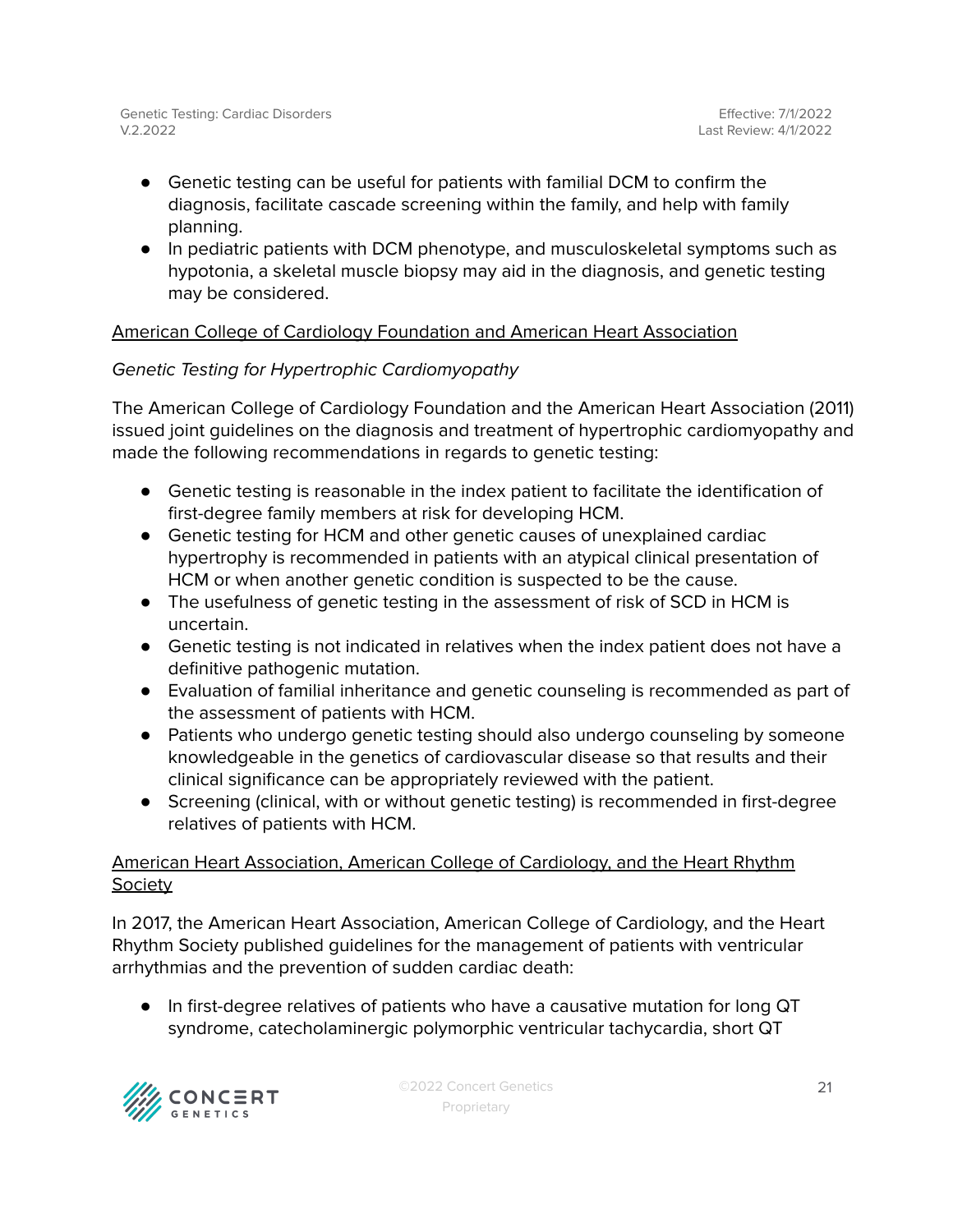- Genetic testing can be useful for patients with familial DCM to confirm the diagnosis, facilitate cascade screening within the family, and help with family planning.
- In pediatric patients with DCM phenotype, and musculoskeletal symptoms such as hypotonia, a skeletal muscle biopsy may aid in the diagnosis, and genetic testing may be considered.

<u>American College of Cardiology Foundation and American Heart Association</u>

*Genetic Testing for Hypertrophic Cardiomyopathy*

The American College of Cardiology Foundation and the American Heart Association (2011) issued joint guidelines on the diagnosis and treatment of hypertrophic cardiomyopathy and made the following recommendations in regards to genetic testing:

- Genetic testing is reasonable in the index patient to facilitate the identification of first-degree family members at risk for developing HCM.
- Genetic testing for HCM and other genetic causes of unexplained cardiac hypertrophy is recommended in patients with an atypical clinical presentation of HCM or when another genetic condition is suspected to be the cause.
- The usefulness of genetic testing in the assessment of risk of SCD in HCM is uncertain.
- Genetic testing is not indicated in relatives when the index patient does not have a definitive pathogenic mutation.
- Evaluation of familial inheritance and genetic counseling is recommended as part of the assessment of patients with HCM.
- Patients who undergo genetic testing should also undergo counseling by someone knowledgeable in the genetics of cardiovascular disease so that results and their clinical significance can be appropriately reviewed with the patient.
- Screening (clinical, with or without genetic testing) is recommended in first-degree relatives of patients with HCM.

<u>American Heart Association, American College of Cardiology, and the Heart Rhythm Society</u>

In 2017, the American Heart Association, American College of Cardiology, and the Heart Rhythm Society published guidelines for the management of patients with ventricular arrhythmias and the prevention of sudden cardiac death:

- In first-degree relatives of patients who have a causative mutation for long QT syndrome, catecholaminergic polymorphic ventricular tachycardia, short QT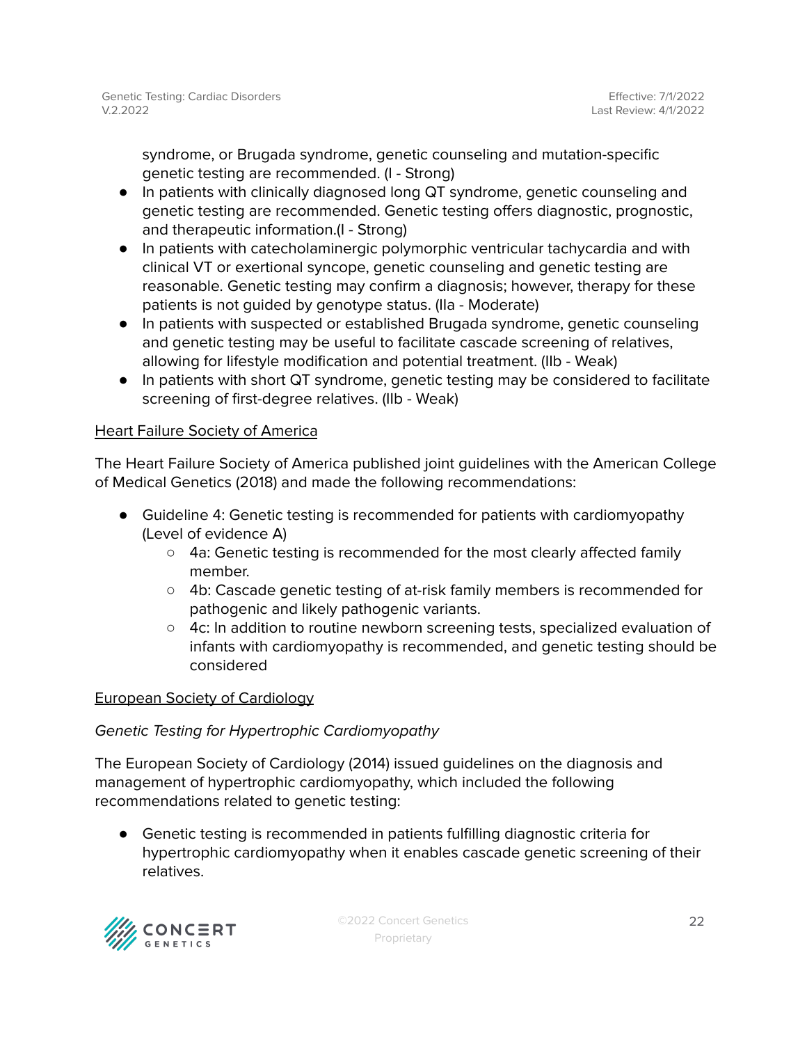syndrome, or Brugada syndrome, genetic counseling and mutation-specific genetic testing are recommended. (I - Strong)

- In patients with clinically diagnosed long QT syndrome, genetic counseling and genetic testing are recommended. Genetic testing offers diagnostic, prognostic, and therapeutic information.(I - Strong)
- In patients with catecholaminergic polymorphic ventricular tachycardia and with clinical VT or exertional syncope, genetic counseling and genetic testing are reasonable. Genetic testing may confirm a diagnosis; however, therapy for these patients is not guided by genotype status. (IIa - Moderate)
- In patients with suspected or established Brugada syndrome, genetic counseling and genetic testing may be useful to facilitate cascade screening of relatives, allowing for lifestyle modification and potential treatment. (IIb - Weak)
- In patients with short QT syndrome, genetic testing may be considered to facilitate screening of first-degree relatives. (IIb - Weak)

<u>Heart Failure Society of America</u>

The Heart Failure Society of America published joint guidelines with the American College of Medical Genetics (2018) and made the following recommendations:

- Guideline 4: Genetic testing is recommended for patients with cardiomyopathy (Level of evidence A)
  - 4a: Genetic testing is recommended for the most clearly affected family member.
  - 4b: Cascade genetic testing of at-risk family members is recommended for pathogenic and likely pathogenic variants.
  - 4c: In addition to routine newborn screening tests, specialized evaluation of infants with cardiomyopathy is recommended, and genetic testing should be considered

<u>European Society of Cardiology</u>

*Genetic Testing for Hypertrophic Cardiomyopathy*

The European Society of Cardiology (2014) issued guidelines on the diagnosis and management of hypertrophic cardiomyopathy, which included the following recommendations related to genetic testing:

- Genetic testing is recommended in patients fulfilling diagnostic criteria for hypertrophic cardiomyopathy when it enables cascade genetic screening of their relatives.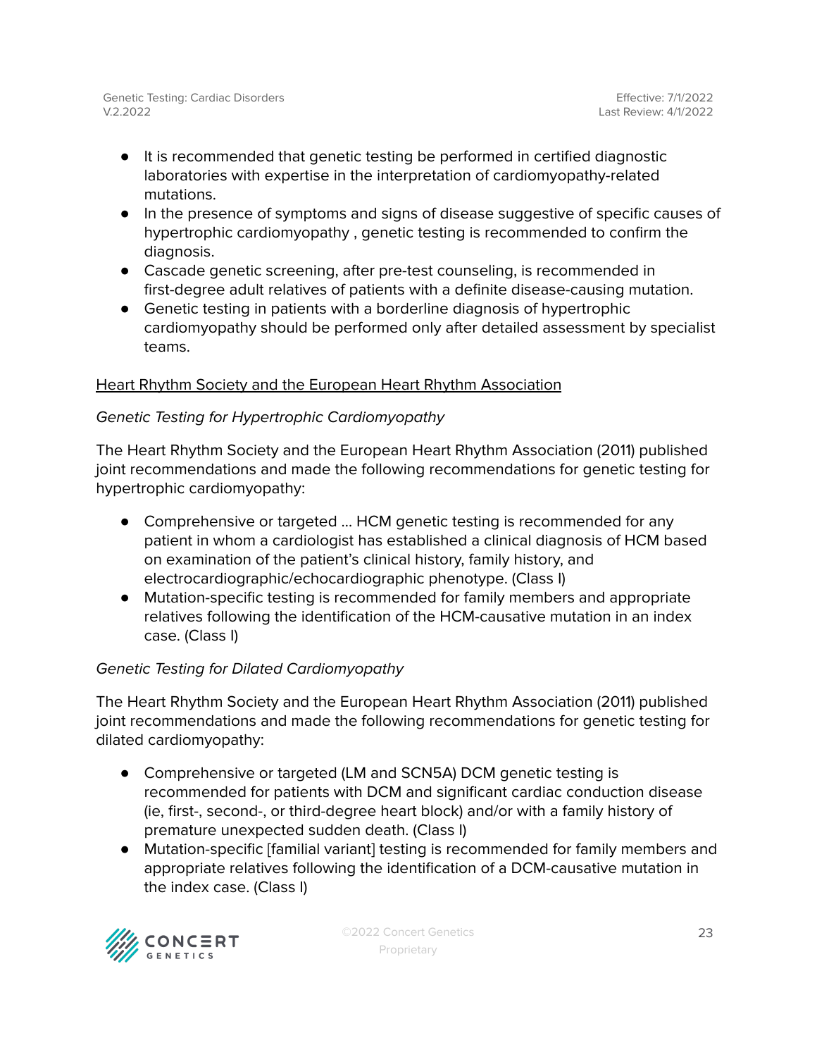- It is recommended that genetic testing be performed in certified diagnostic laboratories with expertise in the interpretation of cardiomyopathy-related mutations.
- In the presence of symptoms and signs of disease suggestive of specific causes of hypertrophic cardiomyopathy , genetic testing is recommended to confirm the diagnosis.
- Cascade genetic screening, after pre-test counseling, is recommended in first-degree adult relatives of patients with a definite disease-causing mutation.
- Genetic testing in patients with a borderline diagnosis of hypertrophic cardiomyopathy should be performed only after detailed assessment by specialist teams.

## Heart Rhythm Society and the European Heart Rhythm Association

### *Genetic Testing for Hypertrophic Cardiomyopathy*

The Heart Rhythm Society and the European Heart Rhythm Association (2011) published joint recommendations and made the following recommendations for genetic testing for hypertrophic cardiomyopathy:

- Comprehensive or targeted … HCM genetic testing is recommended for any patient in whom a cardiologist has established a clinical diagnosis of HCM based on examination of the patient's clinical history, family history, and electrocardiographic/echocardiographic phenotype. (Class I)
- Mutation-specific testing is recommended for family members and appropriate relatives following the identification of the HCM-causative mutation in an index case. (Class I)

### *Genetic Testing for Dilated Cardiomyopathy*

The Heart Rhythm Society and the European Heart Rhythm Association (2011) published joint recommendations and made the following recommendations for genetic testing for dilated cardiomyopathy:

- Comprehensive or targeted (LM and SCN5A) DCM genetic testing is recommended for patients with DCM and significant cardiac conduction disease (ie, first-, second-, or third-degree heart block) and/or with a family history of premature unexpected sudden death. (Class I)
- Mutation-specific [familial variant] testing is recommended for family members and appropriate relatives following the identification of a DCM-causative mutation in the index case. (Class I)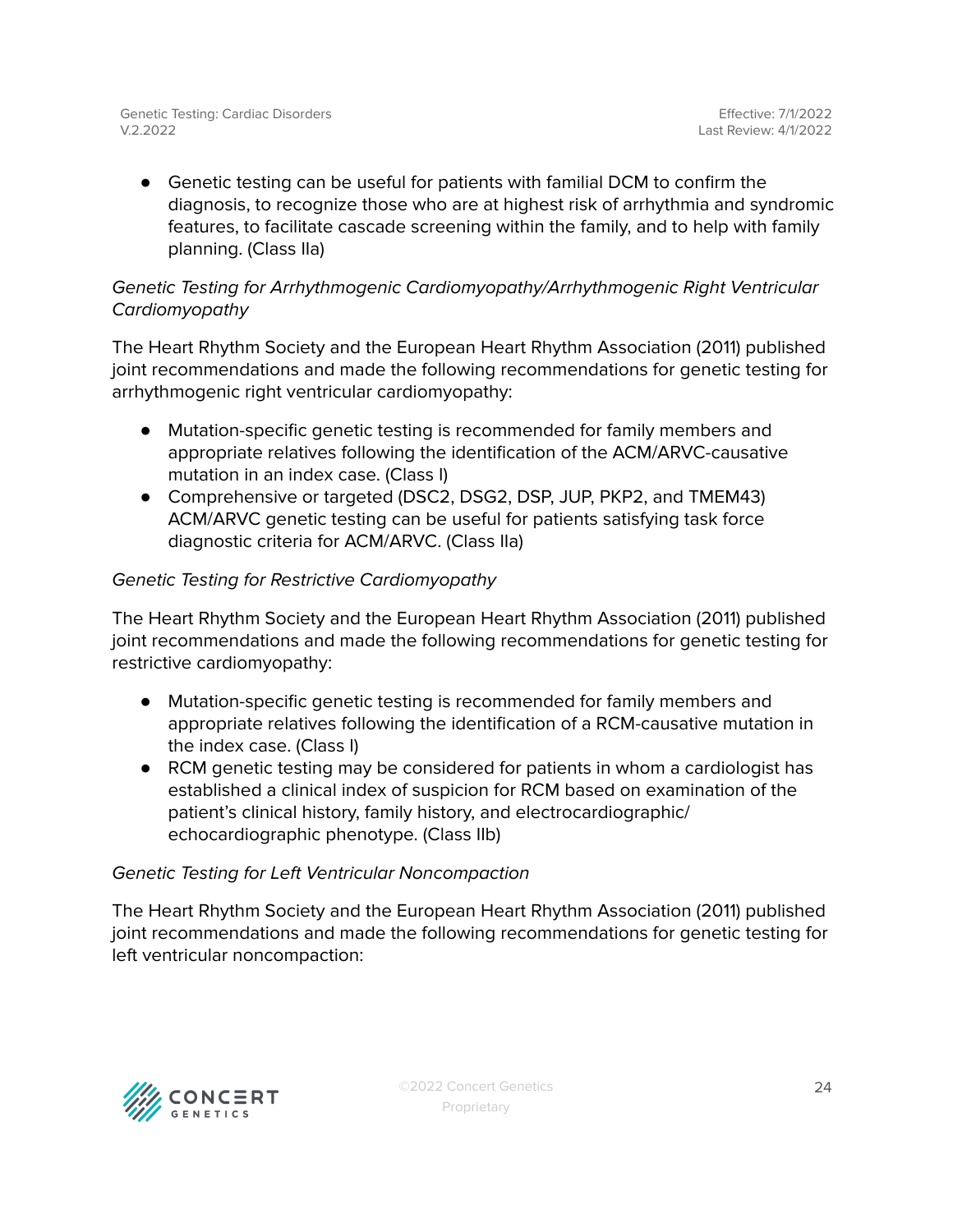- Genetic testing can be useful for patients with familial DCM to confirm the diagnosis, to recognize those who are at highest risk of arrhythmia and syndromic features, to facilitate cascade screening within the family, and to help with family planning. (Class IIa)

*Genetic Testing for Arrhythmogenic Cardiomyopathy/Arrhythmogenic Right Ventricular Cardiomyopathy*

The Heart Rhythm Society and the European Heart Rhythm Association (2011) published joint recommendations and made the following recommendations for genetic testing for arrhythmogenic right ventricular cardiomyopathy:

- Mutation-specific genetic testing is recommended for family members and appropriate relatives following the identification of the ACM/ARVC-causative mutation in an index case. (Class I)
- Comprehensive or targeted (DSC2, DSG2, DSP, JUP, PKP2, and TMEM43) ACM/ARVC genetic testing can be useful for patients satisfying task force diagnostic criteria for ACM/ARVC. (Class IIa)

*Genetic Testing for Restrictive Cardiomyopathy*

The Heart Rhythm Society and the European Heart Rhythm Association (2011) published joint recommendations and made the following recommendations for genetic testing for restrictive cardiomyopathy:

- Mutation-specific genetic testing is recommended for family members and appropriate relatives following the identification of a RCM-causative mutation in the index case. (Class I)
- RCM genetic testing may be considered for patients in whom a cardiologist has established a clinical index of suspicion for RCM based on examination of the patient's clinical history, family history, and electrocardiographic/ echocardiographic phenotype. (Class IIb)

*Genetic Testing for Left Ventricular Noncompaction*

The Heart Rhythm Society and the European Heart Rhythm Association (2011) published joint recommendations and made the following recommendations for genetic testing for left ventricular noncompaction: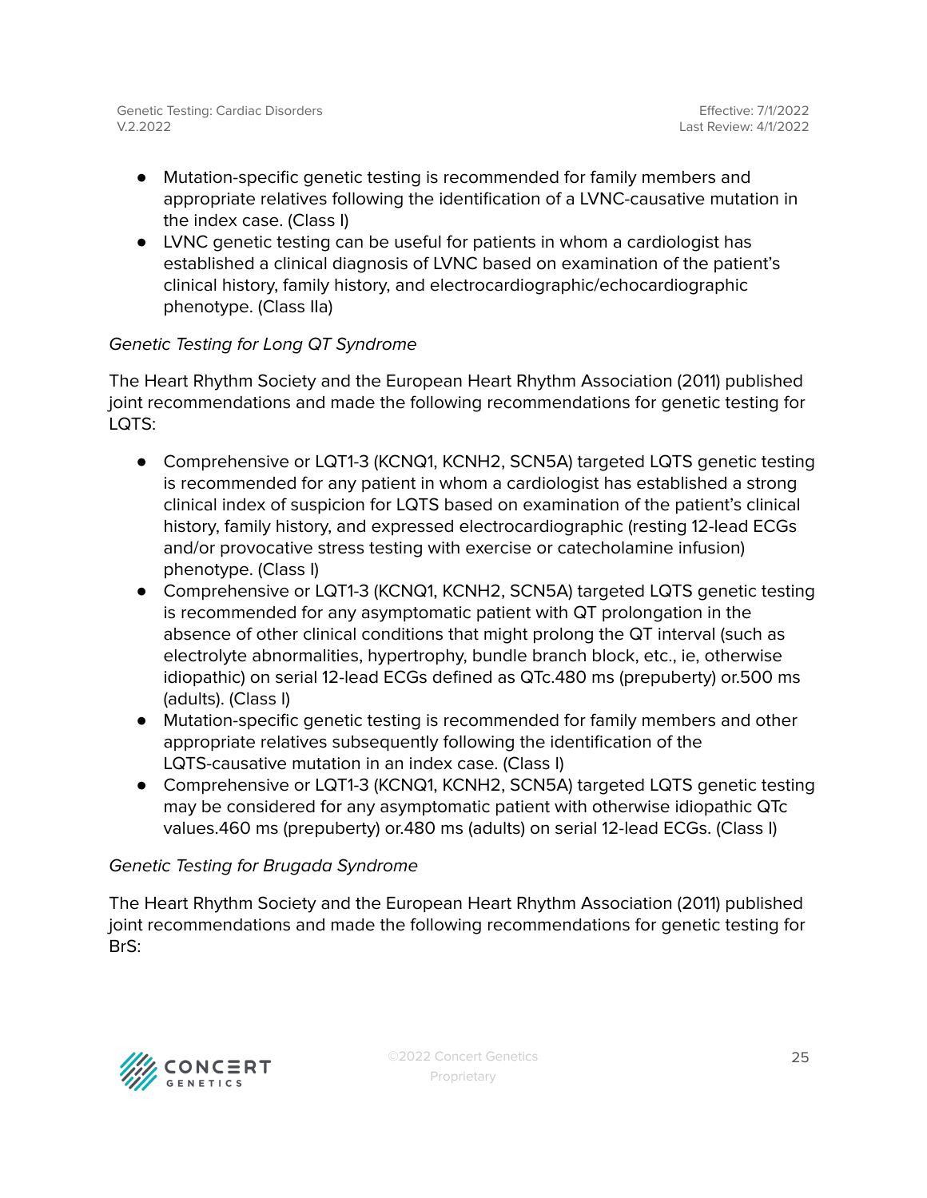- Mutation-specific genetic testing is recommended for family members and appropriate relatives following the identification of a LVNC-causative mutation in the index case. (Class I)
- LVNC genetic testing can be useful for patients in whom a cardiologist has established a clinical diagnosis of LVNC based on examination of the patient's clinical history, family history, and electrocardiographic/echocardiographic phenotype. (Class IIa)

*Genetic Testing for Long QT Syndrome*

The Heart Rhythm Society and the European Heart Rhythm Association (2011) published joint recommendations and made the following recommendations for genetic testing for LQTS:

- Comprehensive or LQT1-3 (KCNQ1, KCNH2, SCN5A) targeted LQTS genetic testing is recommended for any patient in whom a cardiologist has established a strong clinical index of suspicion for LQTS based on examination of the patient's clinical history, family history, and expressed electrocardiographic (resting 12-lead ECGs and/or provocative stress testing with exercise or catecholamine infusion) phenotype. (Class I)
- Comprehensive or LQT1-3 (KCNQ1, KCNH2, SCN5A) targeted LQTS genetic testing is recommended for any asymptomatic patient with QT prolongation in the absence of other clinical conditions that might prolong the QT interval (such as electrolyte abnormalities, hypertrophy, bundle branch block, etc., ie, otherwise idiopathic) on serial 12-lead ECGs defined as QTc.480 ms (prepuberty) or.500 ms (adults). (Class I)
- Mutation-specific genetic testing is recommended for family members and other appropriate relatives subsequently following the identification of the LQTS-causative mutation in an index case. (Class I)
- Comprehensive or LQT1-3 (KCNQ1, KCNH2, SCN5A) targeted LQTS genetic testing may be considered for any asymptomatic patient with otherwise idiopathic QTc values.460 ms (prepuberty) or.480 ms (adults) on serial 12-lead ECGs. (Class I)

*Genetic Testing for Brugada Syndrome*

The Heart Rhythm Society and the European Heart Rhythm Association (2011) published joint recommendations and made the following recommendations for genetic testing for BrS: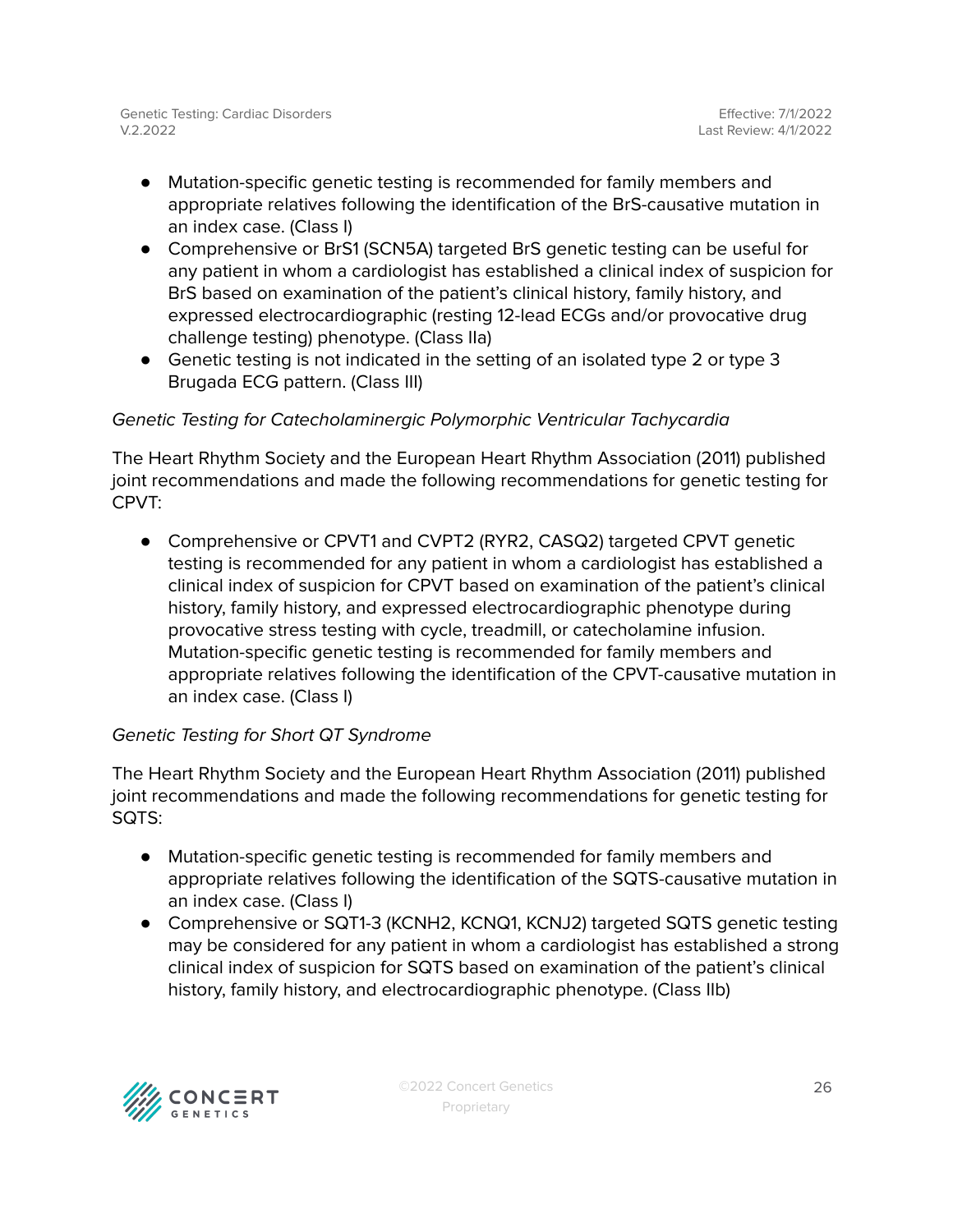- Mutation-specific genetic testing is recommended for family members and appropriate relatives following the identification of the BrS-causative mutation in an index case. (Class I)
- Comprehensive or BrS1 (SCN5A) targeted BrS genetic testing can be useful for any patient in whom a cardiologist has established a clinical index of suspicion for BrS based on examination of the patient's clinical history, family history, and expressed electrocardiographic (resting 12-lead ECGs and/or provocative drug challenge testing) phenotype. (Class IIa)
- Genetic testing is not indicated in the setting of an isolated type 2 or type 3 Brugada ECG pattern. (Class III)

*Genetic Testing for Catecholaminergic Polymorphic Ventricular Tachycardia*

The Heart Rhythm Society and the European Heart Rhythm Association (2011) published joint recommendations and made the following recommendations for genetic testing for CPVT:

- Comprehensive or CPVT1 and CVPT2 (RYR2, CASQ2) targeted CPVT genetic testing is recommended for any patient in whom a cardiologist has established a clinical index of suspicion for CPVT based on examination of the patient's clinical history, family history, and expressed electrocardiographic phenotype during provocative stress testing with cycle, treadmill, or catecholamine infusion. Mutation-specific genetic testing is recommended for family members and appropriate relatives following the identification of the CPVT-causative mutation in an index case. (Class I)

*Genetic Testing for Short QT Syndrome*

The Heart Rhythm Society and the European Heart Rhythm Association (2011) published joint recommendations and made the following recommendations for genetic testing for SQTS:

- Mutation-specific genetic testing is recommended for family members and appropriate relatives following the identification of the SQTS-causative mutation in an index case. (Class I)
- Comprehensive or SQT1-3 (KCNH2, KCNQ1, KCNJ2) targeted SQTS genetic testing may be considered for any patient in whom a cardiologist has established a strong clinical index of suspicion for SQTS based on examination of the patient's clinical history, family history, and electrocardiographic phenotype. (Class IIb)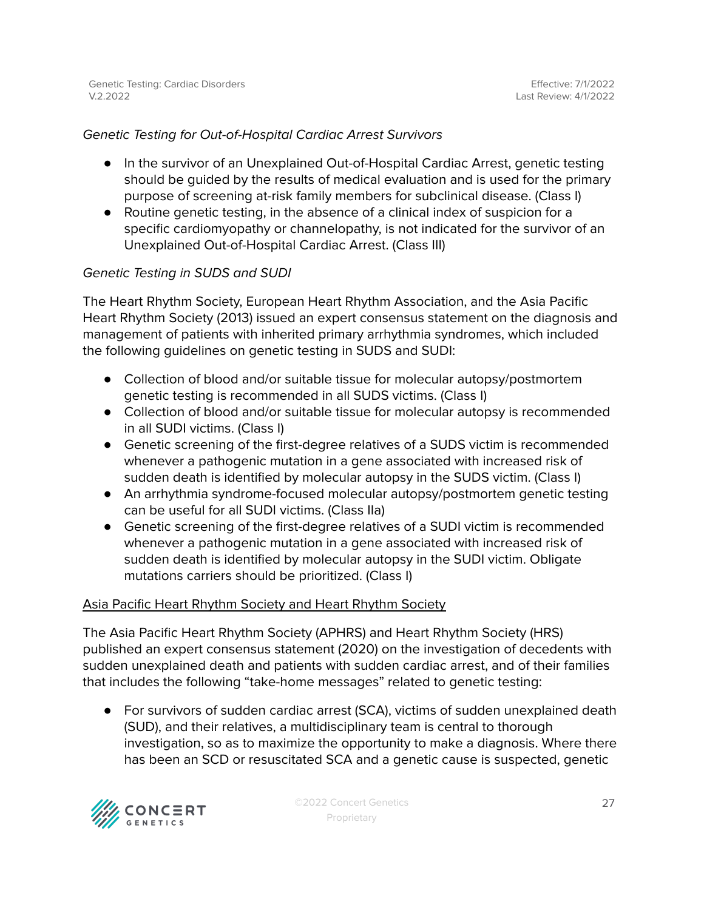*Genetic Testing for Out-of-Hospital Cardiac Arrest Survivors*

- In the survivor of an Unexplained Out-of-Hospital Cardiac Arrest, genetic testing should be guided by the results of medical evaluation and is used for the primary purpose of screening at-risk family members for subclinical disease. (Class I)
- Routine genetic testing, in the absence of a clinical index of suspicion for a specific cardiomyopathy or channelopathy, is not indicated for the survivor of an Unexplained Out-of-Hospital Cardiac Arrest. (Class III)

*Genetic Testing in SUDS and SUDI*

The Heart Rhythm Society, European Heart Rhythm Association, and the Asia Pacific Heart Rhythm Society (2013) issued an expert consensus statement on the diagnosis and management of patients with inherited primary arrhythmia syndromes, which included the following guidelines on genetic testing in SUDS and SUDI:

- Collection of blood and/or suitable tissue for molecular autopsy/postmortem genetic testing is recommended in all SUDS victims. (Class I)
- Collection of blood and/or suitable tissue for molecular autopsy is recommended in all SUDI victims. (Class I)
- Genetic screening of the first-degree relatives of a SUDS victim is recommended whenever a pathogenic mutation in a gene associated with increased risk of sudden death is identified by molecular autopsy in the SUDS victim. (Class I)
- An arrhythmia syndrome-focused molecular autopsy/postmortem genetic testing can be useful for all SUDI victims. (Class IIa)
- Genetic screening of the first-degree relatives of a SUDI victim is recommended whenever a pathogenic mutation in a gene associated with increased risk of sudden death is identified by molecular autopsy in the SUDI victim. Obligate mutations carriers should be prioritized. (Class I)

<u>Asia Pacific Heart Rhythm Society and Heart Rhythm Society</u>

The Asia Pacific Heart Rhythm Society (APHRS) and Heart Rhythm Society (HRS) published an expert consensus statement (2020) on the investigation of decedents with sudden unexplained death and patients with sudden cardiac arrest, and of their families that includes the following "take-home messages" related to genetic testing:

- For survivors of sudden cardiac arrest (SCA), victims of sudden unexplained death (SUD), and their relatives, a multidisciplinary team is central to thorough investigation, so as to maximize the opportunity to make a diagnosis. Where there has been an SCD or resuscitated SCA and a genetic cause is suspected, genetic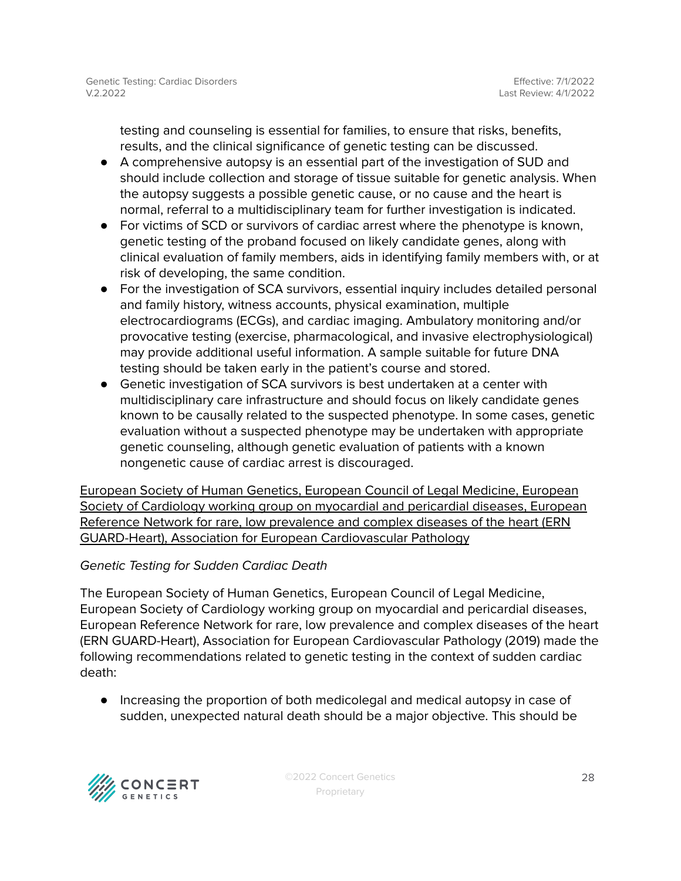testing and counseling is essential for families, to ensure that risks, benefits, results, and the clinical significance of genetic testing can be discussed.

- A comprehensive autopsy is an essential part of the investigation of SUD and should include collection and storage of tissue suitable for genetic analysis. When the autopsy suggests a possible genetic cause, or no cause and the heart is normal, referral to a multidisciplinary team for further investigation is indicated.
- For victims of SCD or survivors of cardiac arrest where the phenotype is known, genetic testing of the proband focused on likely candidate genes, along with clinical evaluation of family members, aids in identifying family members with, or at risk of developing, the same condition.
- For the investigation of SCA survivors, essential inquiry includes detailed personal and family history, witness accounts, physical examination, multiple electrocardiograms (ECGs), and cardiac imaging. Ambulatory monitoring and/or provocative testing (exercise, pharmacological, and invasive electrophysiological) may provide additional useful information. A sample suitable for future DNA testing should be taken early in the patient's course and stored.
- Genetic investigation of SCA survivors is best undertaken at a center with multidisciplinary care infrastructure and should focus on likely candidate genes known to be causally related to the suspected phenotype. In some cases, genetic evaluation without a suspected phenotype may be undertaken with appropriate genetic counseling, although genetic evaluation of patients with a known nongenetic cause of cardiac arrest is discouraged.

European Society of Human Genetics, European Council of Legal Medicine, European Society of Cardiology working group on myocardial and pericardial diseases, European Reference Network for rare, low prevalence and complex diseases of the heart (ERN GUARD-Heart), Association for European Cardiovascular Pathology

*Genetic Testing for Sudden Cardiac Death*

The European Society of Human Genetics, European Council of Legal Medicine, European Society of Cardiology working group on myocardial and pericardial diseases, European Reference Network for rare, low prevalence and complex diseases of the heart (ERN GUARD-Heart), Association for European Cardiovascular Pathology (2019) made the following recommendations related to genetic testing in the context of sudden cardiac death:

- Increasing the proportion of both medicolegal and medical autopsy in case of sudden, unexpected natural death should be a major objective. This should be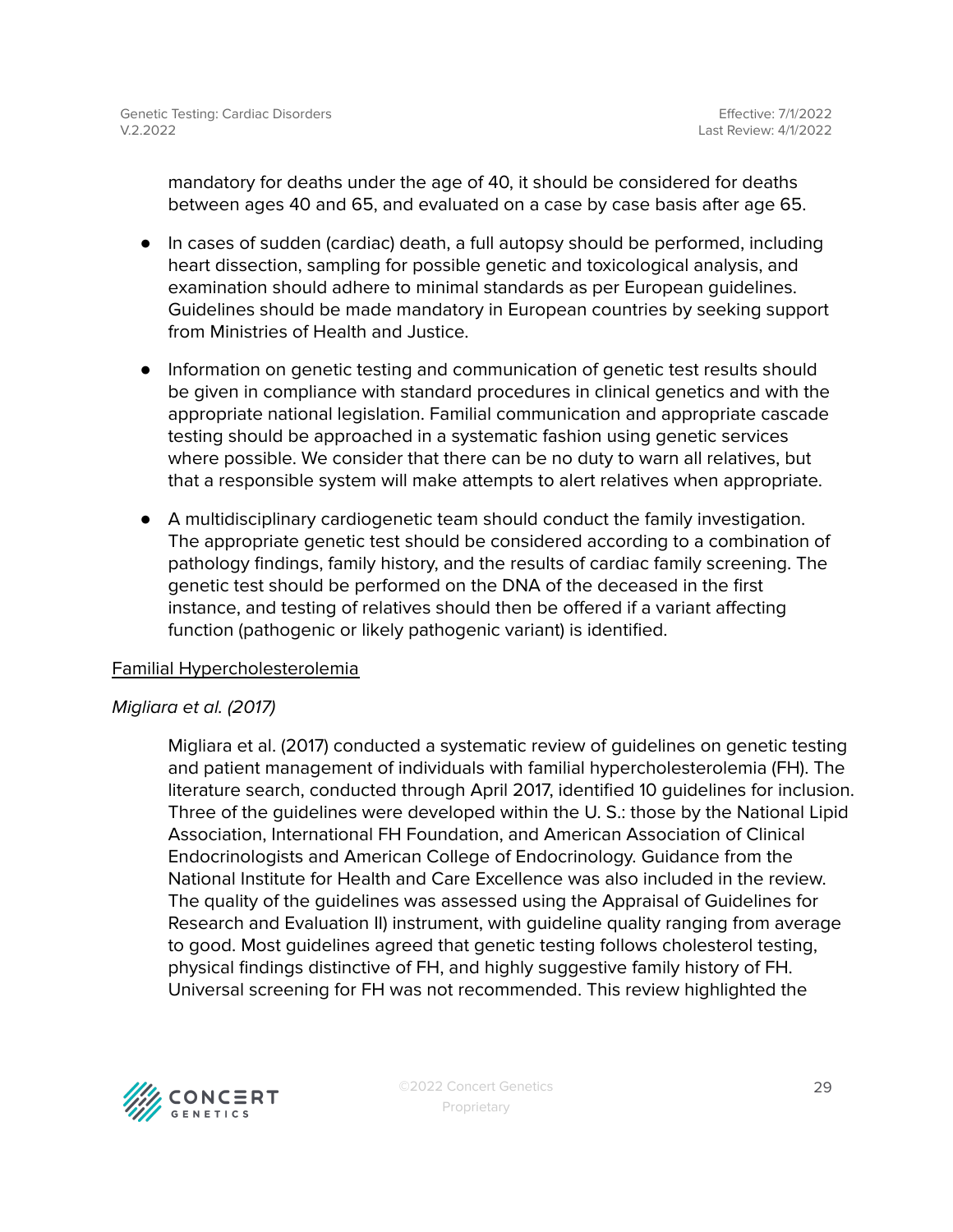mandatory for deaths under the age of 40, it should be considered for deaths between ages 40 and 65, and evaluated on a case by case basis after age 65.

- In cases of sudden (cardiac) death, a full autopsy should be performed, including heart dissection, sampling for possible genetic and toxicological analysis, and examination should adhere to minimal standards as per European guidelines. Guidelines should be made mandatory in European countries by seeking support from Ministries of Health and Justice.
- Information on genetic testing and communication of genetic test results should be given in compliance with standard procedures in clinical genetics and with the appropriate national legislation. Familial communication and appropriate cascade testing should be approached in a systematic fashion using genetic services where possible. We consider that there can be no duty to warn all relatives, but that a responsible system will make attempts to alert relatives when appropriate.
- A multidisciplinary cardiogenetic team should conduct the family investigation. The appropriate genetic test should be considered according to a combination of pathology findings, family history, and the results of cardiac family screening. The genetic test should be performed on the DNA of the deceased in the first instance, and testing of relatives should then be offered if a variant affecting function (pathogenic or likely pathogenic variant) is identified.

Familial Hypercholesterolemia

*Migliara et al. (2017)*

Migliara et al. (2017) conducted a systematic review of guidelines on genetic testing and patient management of individuals with familial hypercholesterolemia (FH). The literature search, conducted through April 2017, identified 10 guidelines for inclusion. Three of the guidelines were developed within the U. S.: those by the National Lipid Association, International FH Foundation, and American Association of Clinical Endocrinologists and American College of Endocrinology. Guidance from the National Institute for Health and Care Excellence was also included in the review. The quality of the guidelines was assessed using the Appraisal of Guidelines for Research and Evaluation II) instrument, with guideline quality ranging from average to good. Most guidelines agreed that genetic testing follows cholesterol testing, physical findings distinctive of FH, and highly suggestive family history of FH. Universal screening for FH was not recommended. This review highlighted the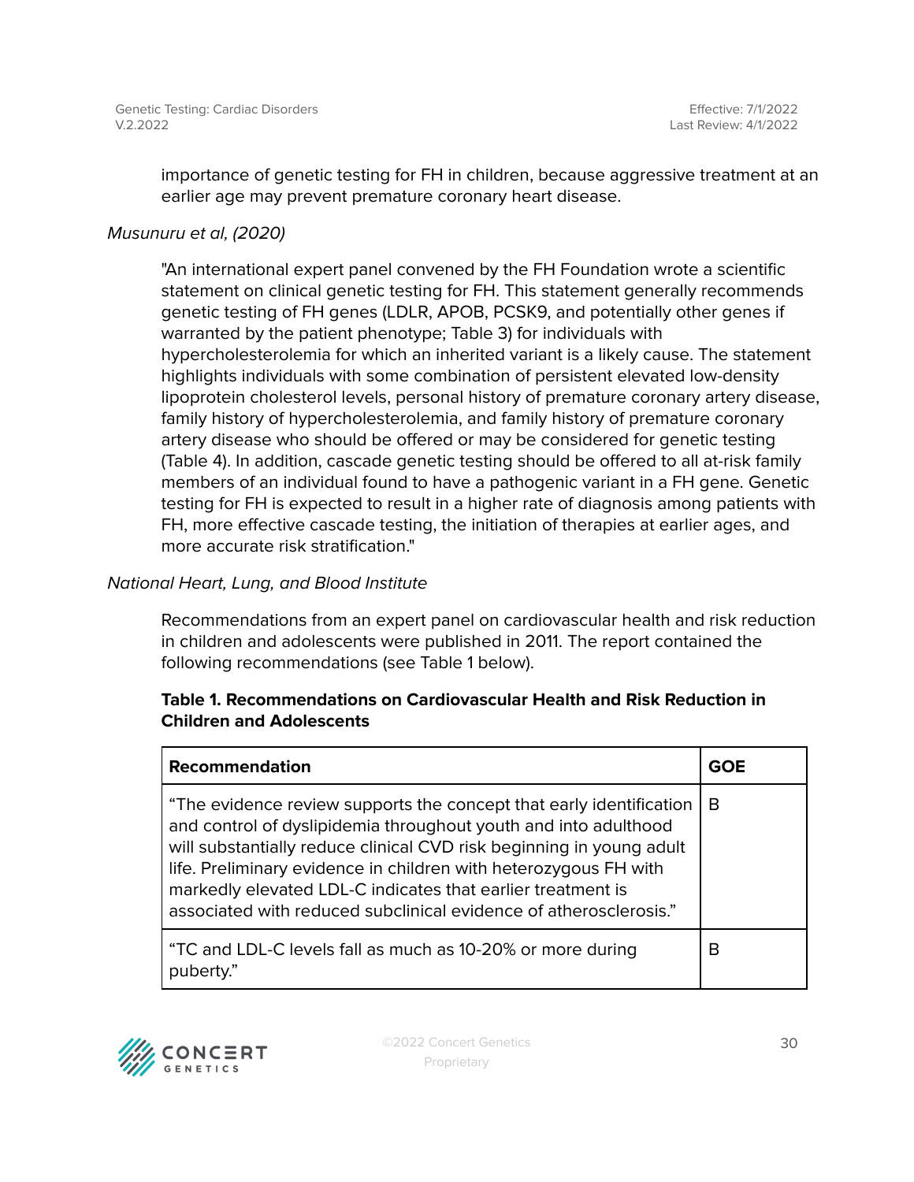importance of genetic testing for FH in children, because aggressive treatment at an earlier age may prevent premature coronary heart disease.

*Musunuru et al, (2020)*

"An international expert panel convened by the FH Foundation wrote a scientific statement on clinical genetic testing for FH. This statement generally recommends genetic testing of FH genes (LDLR, APOB, PCSK9, and potentially other genes if warranted by the patient phenotype; Table 3) for individuals with hypercholesterolemia for which an inherited variant is a likely cause. The statement highlights individuals with some combination of persistent elevated low-density lipoprotein cholesterol levels, personal history of premature coronary artery disease, family history of hypercholesterolemia, and family history of premature coronary artery disease who should be offered or may be considered for genetic testing (Table 4). In addition, cascade genetic testing should be offered to all at-risk family members of an individual found to have a pathogenic variant in a FH gene. Genetic testing for FH is expected to result in a higher rate of diagnosis among patients with FH, more effective cascade testing, the initiation of therapies at earlier ages, and more accurate risk stratification."

*National Heart, Lung, and Blood Institute*

Recommendations from an expert panel on cardiovascular health and risk reduction in children and adolescents were published in 2011. The report contained the following recommendations (see Table 1 below).

**Table 1. Recommendations on Cardiovascular Health and Risk Reduction in Children and Adolescents**

| Recommendation | GOE |
|---|---|
| "The evidence review supports the concept that early identification and control of dyslipidemia throughout youth and into adulthood will substantially reduce clinical CVD risk beginning in young adult life. Preliminary evidence in children with heterozygous FH with markedly elevated LDL-C indicates that earlier treatment is associated with reduced subclinical evidence of atherosclerosis." | B |
| "TC and LDL-C levels fall as much as 10-20% or more during puberty." | B |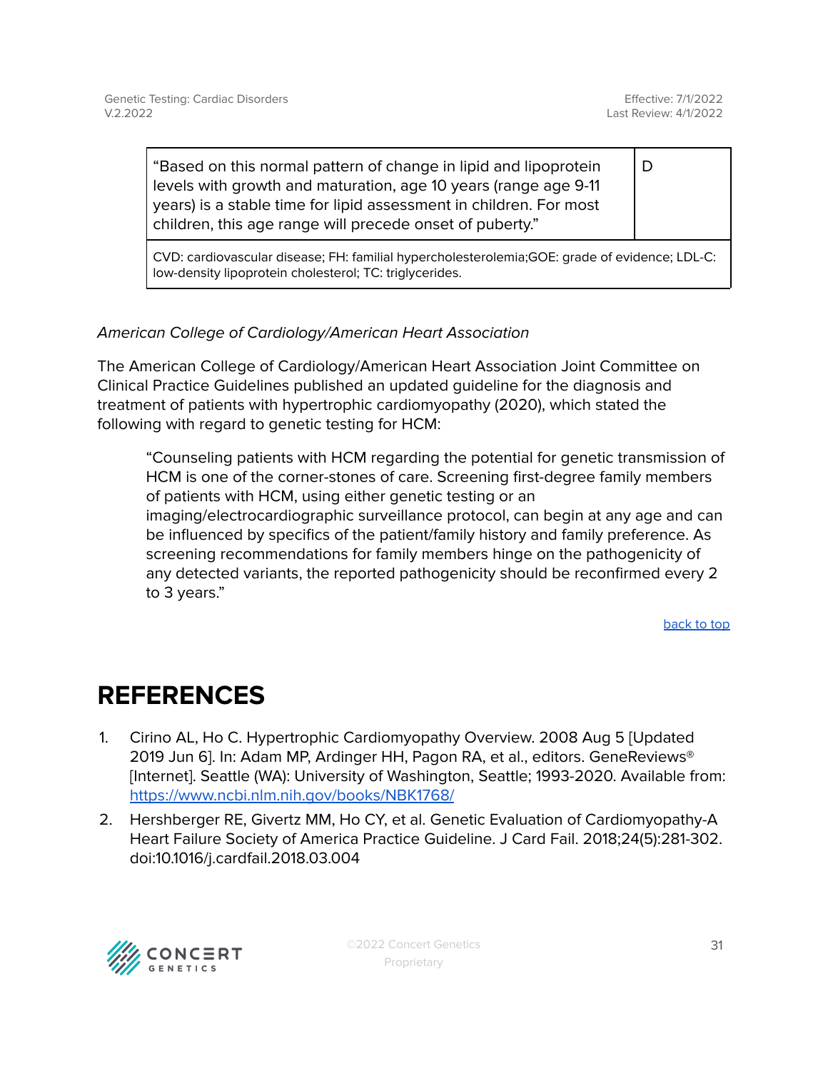| | |
|---|---|
| "Based on this normal pattern of change in lipid and lipoprotein levels with growth and maturation, age 10 years (range age 9-11 years) is a stable time for lipid assessment in children. For most children, this age range will precede onset of puberty." | D |
| CVD: cardiovascular disease; FH: familial hypercholesterolemia;GOE: grade of evidence; LDL-C: low-density lipoprotein cholesterol; TC: triglycerides. | |

*American College of Cardiology/American Heart Association*

The American College of Cardiology/American Heart Association Joint Committee on Clinical Practice Guidelines published an updated guideline for the diagnosis and treatment of patients with hypertrophic cardiomyopathy (2020), which stated the following with regard to genetic testing for HCM:

> "Counseling patients with HCM regarding the potential for genetic transmission of HCM is one of the corner-stones of care. Screening first-degree family members of patients with HCM, using either genetic testing or an imaging/electrocardiographic surveillance protocol, can begin at any age and can be influenced by specifics of the patient/family history and family preference. As screening recommendations for family members hinge on the pathogenicity of any detected variants, the reported pathogenicity should be reconfirmed every 2 to 3 years."

back to top

# REFERENCES

1. Cirino AL, Ho C. Hypertrophic Cardiomyopathy Overview. 2008 Aug 5 [Updated 2019 Jun 6]. In: Adam MP, Ardinger HH, Pagon RA, et al., editors. GeneReviews® [Internet]. Seattle (WA): University of Washington, Seattle; 1993-2020. Available from: https://www.ncbi.nlm.nih.gov/books/NBK1768/
2. Hershberger RE, Givertz MM, Ho CY, et al. Genetic Evaluation of Cardiomyopathy-A Heart Failure Society of America Practice Guideline. J Card Fail. 2018;24(5):281-302. doi:10.1016/j.cardfail.2018.03.004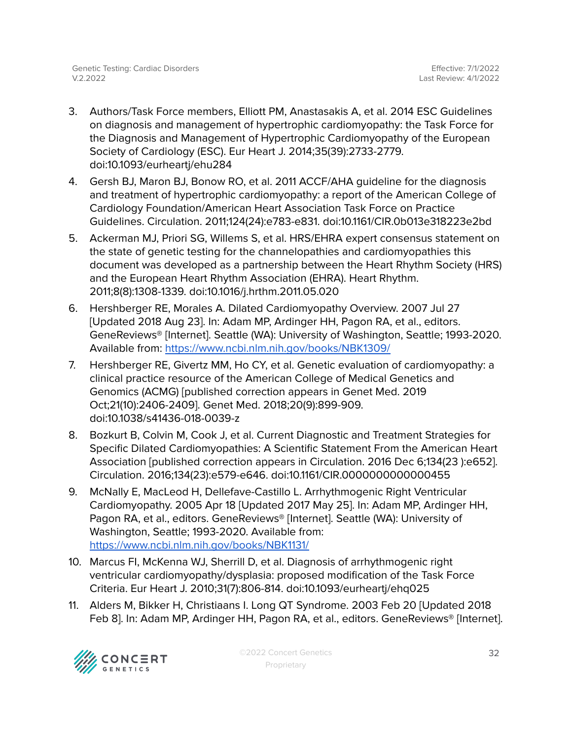3. Authors/Task Force members, Elliott PM, Anastasakis A, et al. 2014 ESC Guidelines on diagnosis and management of hypertrophic cardiomyopathy: the Task Force for the Diagnosis and Management of Hypertrophic Cardiomyopathy of the European Society of Cardiology (ESC). Eur Heart J. 2014;35(39):2733-2779. doi:10.1093/eurheartj/ehu284
4. Gersh BJ, Maron BJ, Bonow RO, et al. 2011 ACCF/AHA guideline for the diagnosis and treatment of hypertrophic cardiomyopathy: a report of the American College of Cardiology Foundation/American Heart Association Task Force on Practice Guidelines. Circulation. 2011;124(24):e783-e831. doi:10.1161/CIR.0b013e318223e2bd
5. Ackerman MJ, Priori SG, Willems S, et al. HRS/EHRA expert consensus statement on the state of genetic testing for the channelopathies and cardiomyopathies this document was developed as a partnership between the Heart Rhythm Society (HRS) and the European Heart Rhythm Association (EHRA). Heart Rhythm. 2011;8(8):1308-1339. doi:10.1016/j.hrthm.2011.05.020
6. Hershberger RE, Morales A. Dilated Cardiomyopathy Overview. 2007 Jul 27 [Updated 2018 Aug 23]. In: Adam MP, Ardinger HH, Pagon RA, et al., editors. GeneReviews® [Internet]. Seattle (WA): University of Washington, Seattle; 1993-2020. Available from: https://www.ncbi.nlm.nih.gov/books/NBK1309/
7. Hershberger RE, Givertz MM, Ho CY, et al. Genetic evaluation of cardiomyopathy: a clinical practice resource of the American College of Medical Genetics and Genomics (ACMG) [published correction appears in Genet Med. 2019 Oct;21(10):2406-2409]. Genet Med. 2018;20(9):899-909. doi:10.1038/s41436-018-0039-z
8. Bozkurt B, Colvin M, Cook J, et al. Current Diagnostic and Treatment Strategies for Specific Dilated Cardiomyopathies: A Scientific Statement From the American Heart Association [published correction appears in Circulation. 2016 Dec 6;134(23 ):e652]. Circulation. 2016;134(23):e579-e646. doi:10.1161/CIR.0000000000000455
9. McNally E, MacLeod H, Dellefave-Castillo L. Arrhythmogenic Right Ventricular Cardiomyopathy. 2005 Apr 18 [Updated 2017 May 25]. In: Adam MP, Ardinger HH, Pagon RA, et al., editors. GeneReviews® [Internet]. Seattle (WA): University of Washington, Seattle; 1993-2020. Available from: https://www.ncbi.nlm.nih.gov/books/NBK1131/
10. Marcus FI, McKenna WJ, Sherrill D, et al. Diagnosis of arrhythmogenic right ventricular cardiomyopathy/dysplasia: proposed modification of the Task Force Criteria. Eur Heart J. 2010;31(7):806-814. doi:10.1093/eurheartj/ehq025
11. Alders M, Bikker H, Christiaans I. Long QT Syndrome. 2003 Feb 20 [Updated 2018 Feb 8]. In: Adam MP, Ardinger HH, Pagon RA, et al., editors. GeneReviews® [Internet].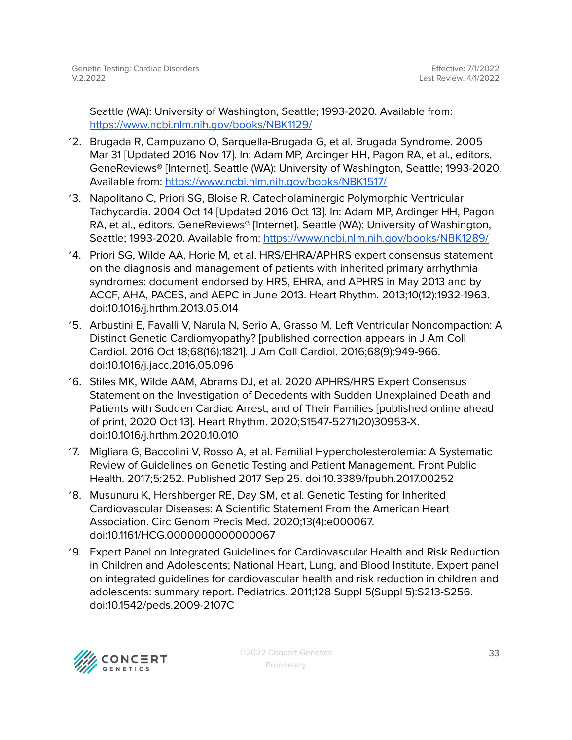Seattle (WA): University of Washington, Seattle; 1993-2020. Available from: https://www.ncbi.nlm.nih.gov/books/NBK1129/

12. Brugada R, Campuzano O, Sarquella-Brugada G, et al. Brugada Syndrome. 2005 Mar 31 [Updated 2016 Nov 17]. In: Adam MP, Ardinger HH, Pagon RA, et al., editors. GeneReviews® [Internet]. Seattle (WA): University of Washington, Seattle; 1993-2020. Available from: https://www.ncbi.nlm.nih.gov/books/NBK1517/
13. Napolitano C, Priori SG, Bloise R. Catecholaminergic Polymorphic Ventricular Tachycardia. 2004 Oct 14 [Updated 2016 Oct 13]. In: Adam MP, Ardinger HH, Pagon RA, et al., editors. GeneReviews® [Internet]. Seattle (WA): University of Washington, Seattle; 1993-2020. Available from: https://www.ncbi.nlm.nih.gov/books/NBK1289/
14. Priori SG, Wilde AA, Horie M, et al. HRS/EHRA/APHRS expert consensus statement on the diagnosis and management of patients with inherited primary arrhythmia syndromes: document endorsed by HRS, EHRA, and APHRS in May 2013 and by ACCF, AHA, PACES, and AEPC in June 2013. Heart Rhythm. 2013;10(12):1932-1963. doi:10.1016/j.hrthm.2013.05.014
15. Arbustini E, Favalli V, Narula N, Serio A, Grasso M. Left Ventricular Noncompaction: A Distinct Genetic Cardiomyopathy? [published correction appears in J Am Coll Cardiol. 2016 Oct 18;68(16):1821]. J Am Coll Cardiol. 2016;68(9):949-966. doi:10.1016/j.jacc.2016.05.096
16. Stiles MK, Wilde AAM, Abrams DJ, et al. 2020 APHRS/HRS Expert Consensus Statement on the Investigation of Decedents with Sudden Unexplained Death and Patients with Sudden Cardiac Arrest, and of Their Families [published online ahead of print, 2020 Oct 13]. Heart Rhythm. 2020;S1547-5271(20)30953-X. doi:10.1016/j.hrthm.2020.10.010
17. Migliara G, Baccolini V, Rosso A, et al. Familial Hypercholesterolemia: A Systematic Review of Guidelines on Genetic Testing and Patient Management. Front Public Health. 2017;5:252. Published 2017 Sep 25. doi:10.3389/fpubh.2017.00252
18. Musunuru K, Hershberger RE, Day SM, et al. Genetic Testing for Inherited Cardiovascular Diseases: A Scientific Statement From the American Heart Association. Circ Genom Precis Med. 2020;13(4):e000067. doi:10.1161/HCG.0000000000000067
19. Expert Panel on Integrated Guidelines for Cardiovascular Health and Risk Reduction in Children and Adolescents; National Heart, Lung, and Blood Institute. Expert panel on integrated guidelines for cardiovascular health and risk reduction in children and adolescents: summary report. Pediatrics. 2011;128 Suppl 5(Suppl 5):S213-S256. doi:10.1542/peds.2009-2107C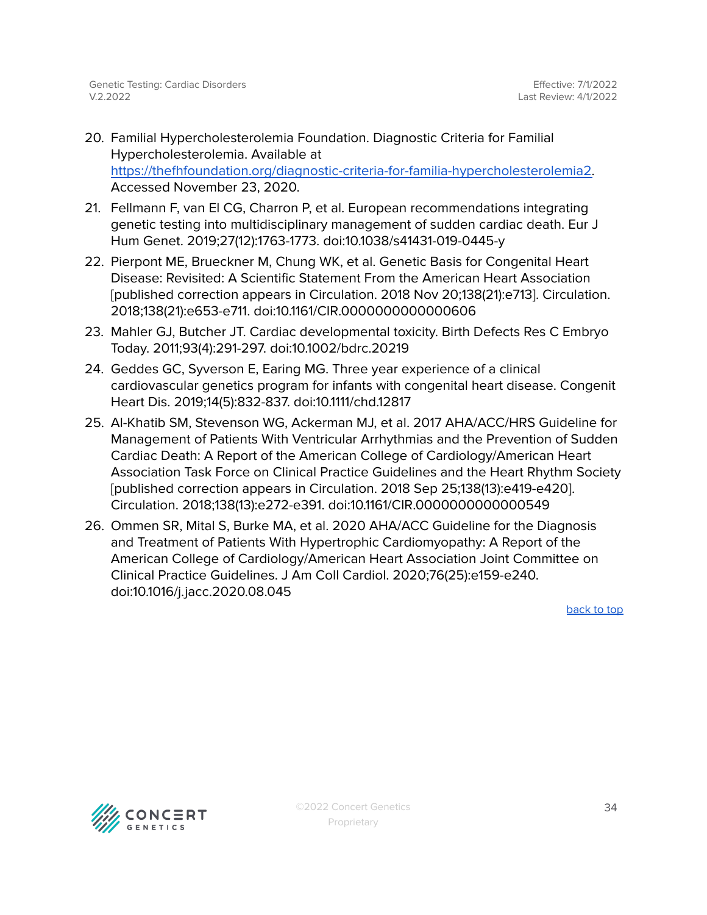20. Familial Hypercholesterolemia Foundation. Diagnostic Criteria for Familial Hypercholesterolemia. Available at [https://thefhfoundation.org/diagnostic-criteria-for-familia-hypercholesterolemia2](https://thefhfoundation.org/diagnostic-criteria-for-familia-hypercholesterolemia2). Accessed November 23, 2020.
21. Fellmann F, van El CG, Charron P, et al. European recommendations integrating genetic testing into multidisciplinary management of sudden cardiac death. Eur J Hum Genet. 2019;27(12):1763-1773. doi:10.1038/s41431-019-0445-y
22. Pierpont ME, Brueckner M, Chung WK, et al. Genetic Basis for Congenital Heart Disease: Revisited: A Scientific Statement From the American Heart Association [published correction appears in Circulation. 2018 Nov 20;138(21):e713]. Circulation. 2018;138(21):e653-e711. doi:10.1161/CIR.0000000000000606
23. Mahler GJ, Butcher JT. Cardiac developmental toxicity. Birth Defects Res C Embryo Today. 2011;93(4):291-297. doi:10.1002/bdrc.20219
24. Geddes GC, Syverson E, Earing MG. Three year experience of a clinical cardiovascular genetics program for infants with congenital heart disease. Congenit Heart Dis. 2019;14(5):832-837. doi:10.1111/chd.12817
25. Al-Khatib SM, Stevenson WG, Ackerman MJ, et al. 2017 AHA/ACC/HRS Guideline for Management of Patients With Ventricular Arrhythmias and the Prevention of Sudden Cardiac Death: A Report of the American College of Cardiology/American Heart Association Task Force on Clinical Practice Guidelines and the Heart Rhythm Society [published correction appears in Circulation. 2018 Sep 25;138(13):e419-e420]. Circulation. 2018;138(13):e272-e391. doi:10.1161/CIR.0000000000000549
26. Ommen SR, Mital S, Burke MA, et al. 2020 AHA/ACC Guideline for the Diagnosis and Treatment of Patients With Hypertrophic Cardiomyopathy: A Report of the American College of Cardiology/American Heart Association Joint Committee on Clinical Practice Guidelines. J Am Coll Cardiol. 2020;76(25):e159-e240. doi:10.1016/j.jacc.2020.08.045

back to top